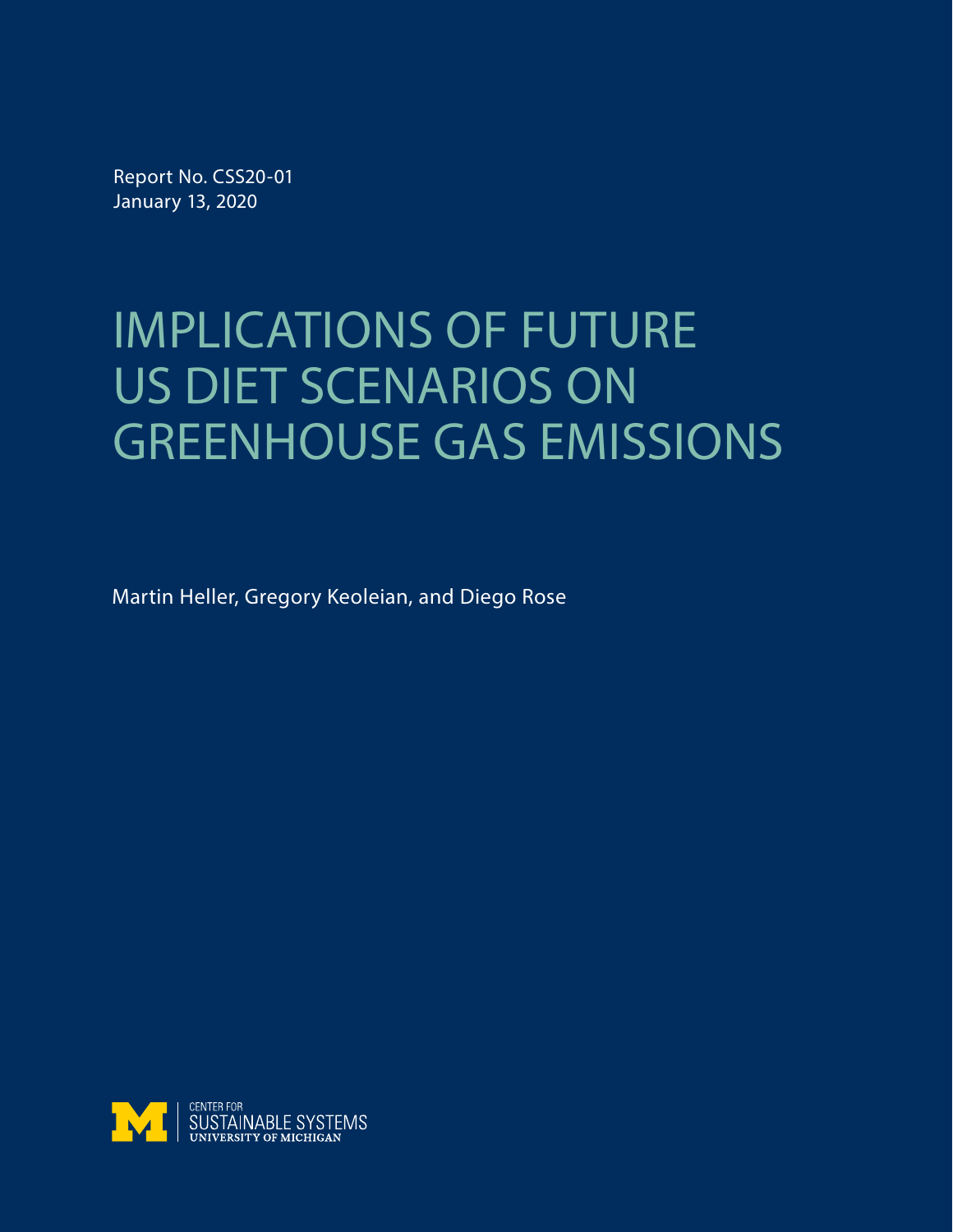Report No. CSS20-01
January 13, 2020

# IMPLICATIONS OF FUTURE US DIET SCENARIOS ON GREENHOUSE GAS EMISSIONS

Martin Heller, Gregory Keoleian, and Diego Rose

CENTER FOR
SUSTAINABLE SYSTEMS
UNIVERSITY OF MICHIGAN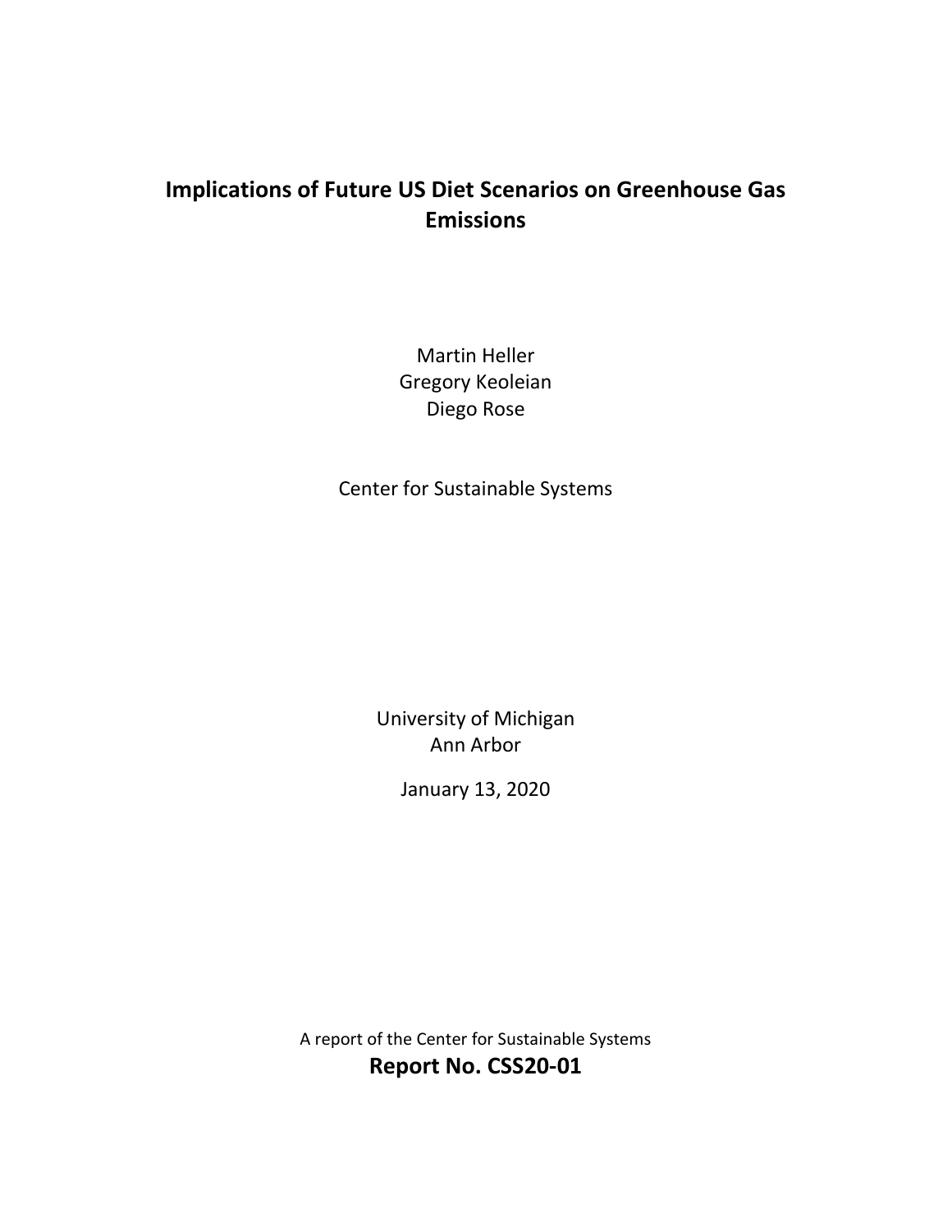# Implications of Future US Diet Scenarios on Greenhouse Gas Emissions

Martin Heller
Gregory Keoleian
Diego Rose

Center for Sustainable Systems

University of Michigan
Ann Arbor

January 13, 2020

A report of the Center for Sustainable Systems

**Report No. CSS20-01**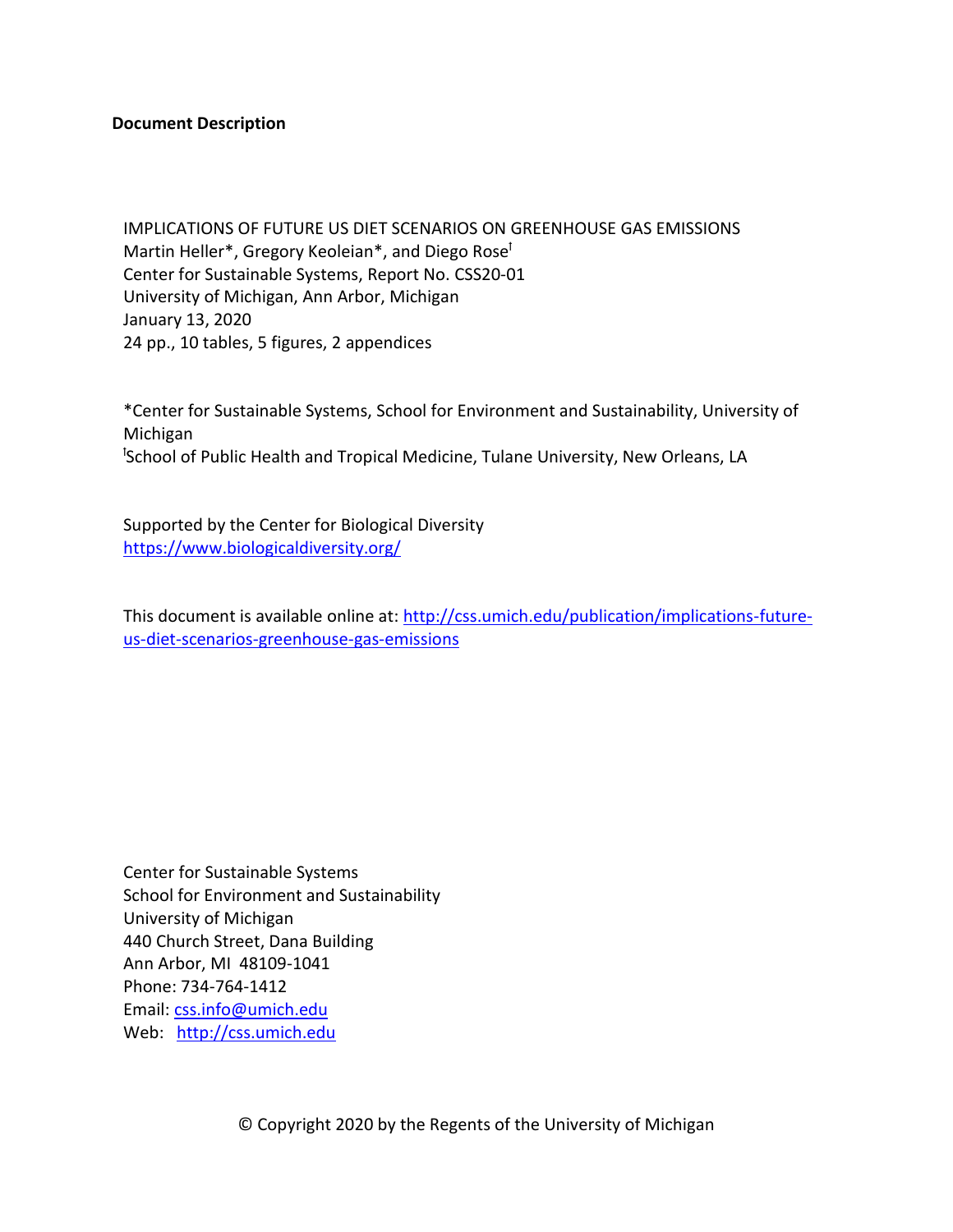**Document Description**

IMPLICATIONS OF FUTURE US DIET SCENARIOS ON GREENHOUSE GAS EMISSIONS
Martin Heller*, Gregory Keoleian*, and Diego Rose[ŧ]
Center for Sustainable Systems, Report No. CSS20-01
University of Michigan, Ann Arbor, Michigan
January 13, 2020
24 pp., 10 tables, 5 figures, 2 appendices

*Center for Sustainable Systems, School for Environment and Sustainability, University of Michigan
[ŧ]School of Public Health and Tropical Medicine, Tulane University, New Orleans, LA

Supported by the Center for Biological Diversity
https://www.biologicaldiversity.org/

This document is available online at: http://css.umich.edu/publication/implications-future-us-diet-scenarios-greenhouse-gas-emissions

Center for Sustainable Systems
School for Environment and Sustainability
University of Michigan
440 Church Street, Dana Building
Ann Arbor, MI 48109-1041
Phone: 734-764-1412
Email: css.info@umich.edu
Web: http://css.umich.edu

© Copyright 2020 by the Regents of the University of Michigan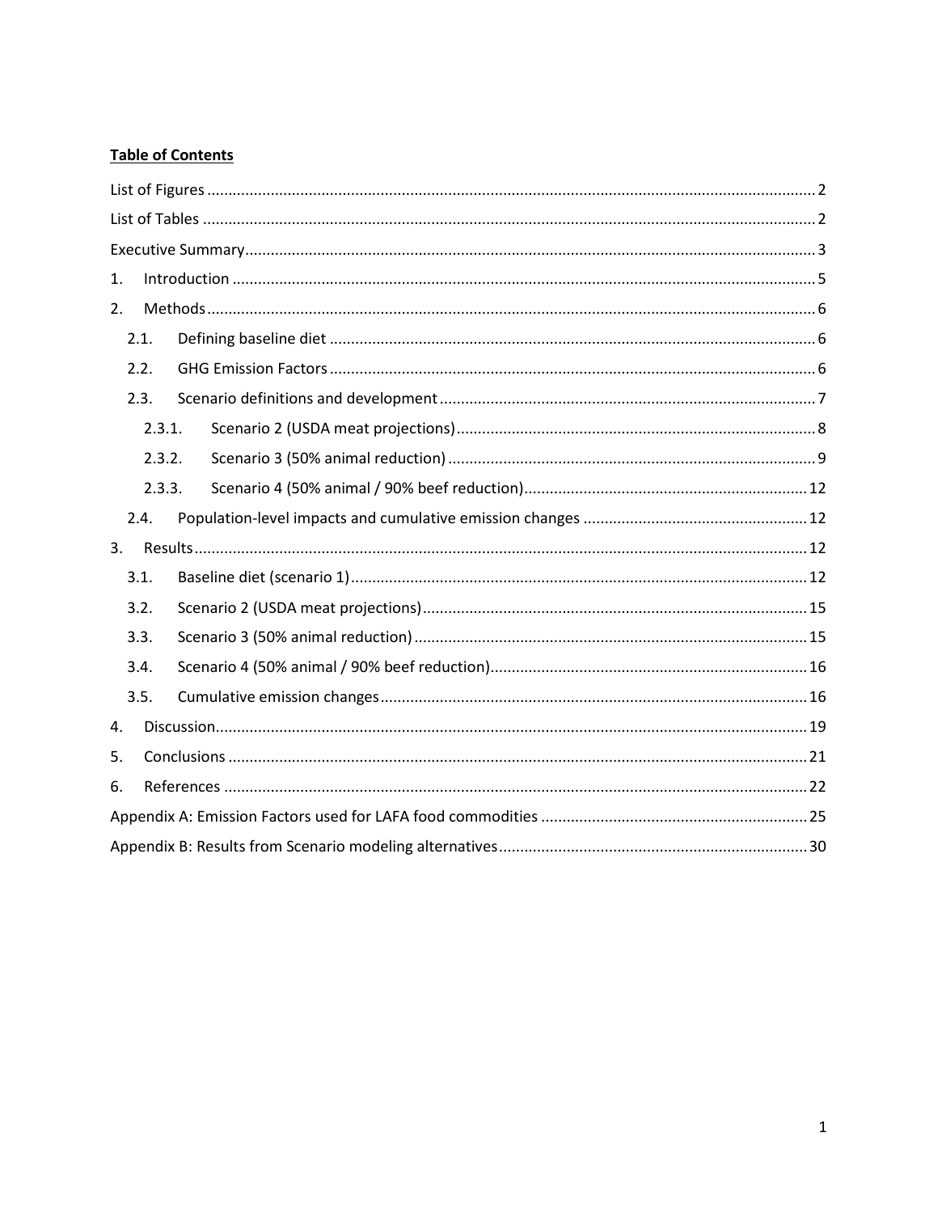**Table of Contents**

List of Figures ........................................................................................................................................ 2

List of Tables ........................................................................................................................................... 2

Executive Summary .................................................................................................................................. 3

1. Introduction ......................................................................................................................................... 5

2. Methods ................................................................................................................................................ 6

   2.1. Defining baseline diet .................................................................................................................. 6

   2.2. GHG Emission Factors .................................................................................................................. 6

   2.3. Scenario definitions and development ........................................................................................ 7

      2.3.1. Scenario 2 (USDA meat projections) ..................................................................................... 8

      2.3.2. Scenario 3 (50% animal reduction) ....................................................................................... 9

      2.3.3. Scenario 4 (50% animal / 90% beef reduction) .................................................................... 12

   2.4. Population-level impacts and cumulative emission changes ..................................................... 12

3. Results ................................................................................................................................................. 12

   3.1. Baseline diet (scenario 1) ........................................................................................................... 12

   3.2. Scenario 2 (USDA meat projections) .......................................................................................... 15

   3.3. Scenario 3 (50% animal reduction) ............................................................................................ 15

   3.4. Scenario 4 (50% animal / 90% beef reduction) .......................................................................... 16

   3.5. Cumulative emission changes .................................................................................................... 16

4. Discussion ............................................................................................................................................ 19

5. Conclusions ......................................................................................................................................... 21

6. References ........................................................................................................................................... 22

Appendix A: Emission Factors used for LAFA food commodities .............................................................. 25

Appendix B: Results from Scenario modeling alternatives ........................................................................ 30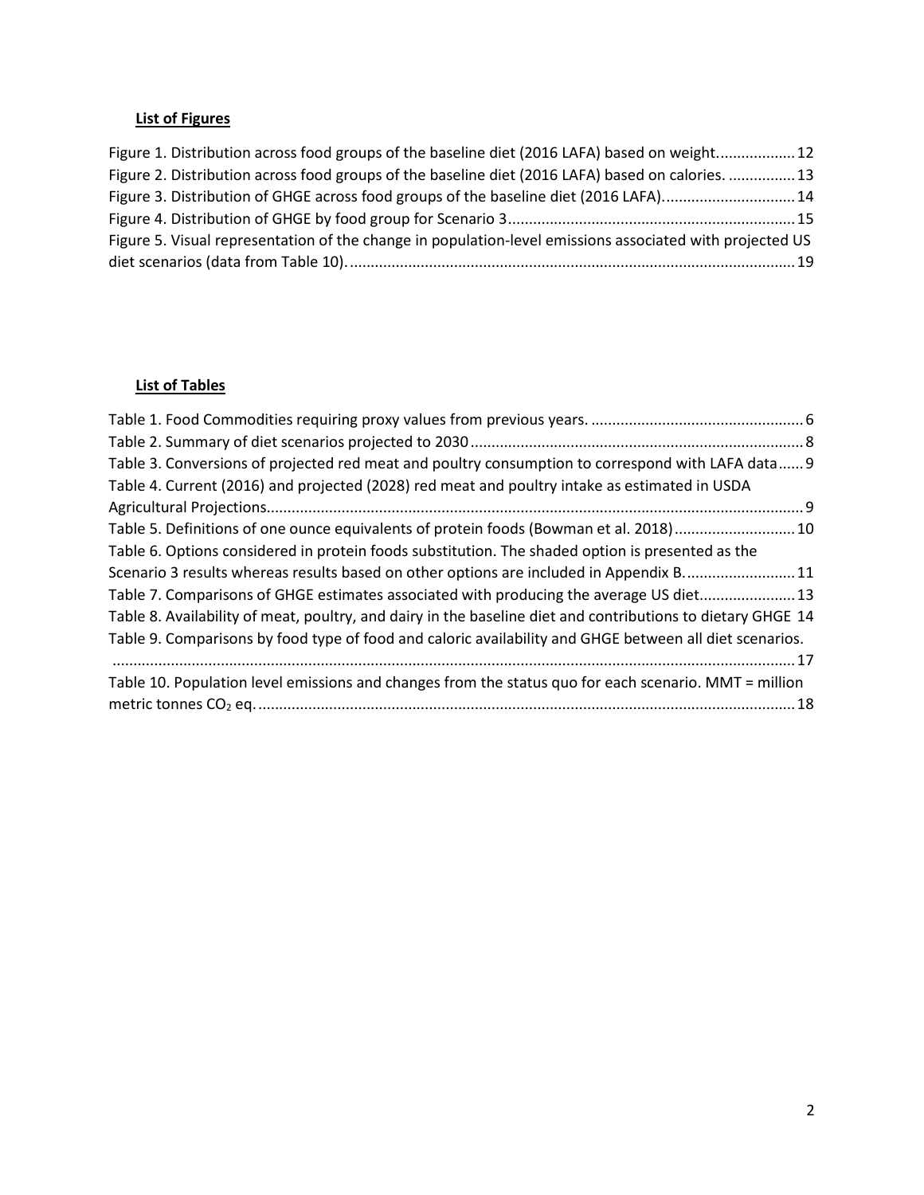## List of Figures

Figure 1. Distribution across food groups of the baseline diet (2016 LAFA) based on weight. .................. 12
Figure 2. Distribution across food groups of the baseline diet (2016 LAFA) based on calories. ................ 13
Figure 3. Distribution of GHGE across food groups of the baseline diet (2016 LAFA). ............................... 14
Figure 4. Distribution of GHGE by food group for Scenario 3 .................................................................... 15
Figure 5. Visual representation of the change in population-level emissions associated with projected US diet scenarios (data from Table 10). .......................................................................................................... 19

## List of Tables

Table 1. Food Commodities requiring proxy values from previous years. ................................................... 6
Table 2. Summary of diet scenarios projected to 2030 ............................................................................... 8
Table 3. Conversions of projected red meat and poultry consumption to correspond with LAFA data ...... 9
Table 4. Current (2016) and projected (2028) red meat and poultry intake as estimated in USDA Agricultural Projections. ............................................................................................................................... 9
Table 5. Definitions of one ounce equivalents of protein foods (Bowman et al. 2018) ............................ 10
Table 6. Options considered in protein foods substitution. The shaded option is presented as the Scenario 3 results whereas results based on other options are included in Appendix B. .......................... 11
Table 7. Comparisons of GHGE estimates associated with producing the average US diet ...................... 13
Table 8. Availability of meat, poultry, and dairy in the baseline diet and contributions to dietary GHGE 14
Table 9. Comparisons by food type of food and caloric availability and GHGE between all diet scenarios. ................................................................................................................................................................ 17
Table 10. Population level emissions and changes from the status quo for each scenario. MMT = million metric tonnes $CO_2$ eq. ................................................................................................................................ 18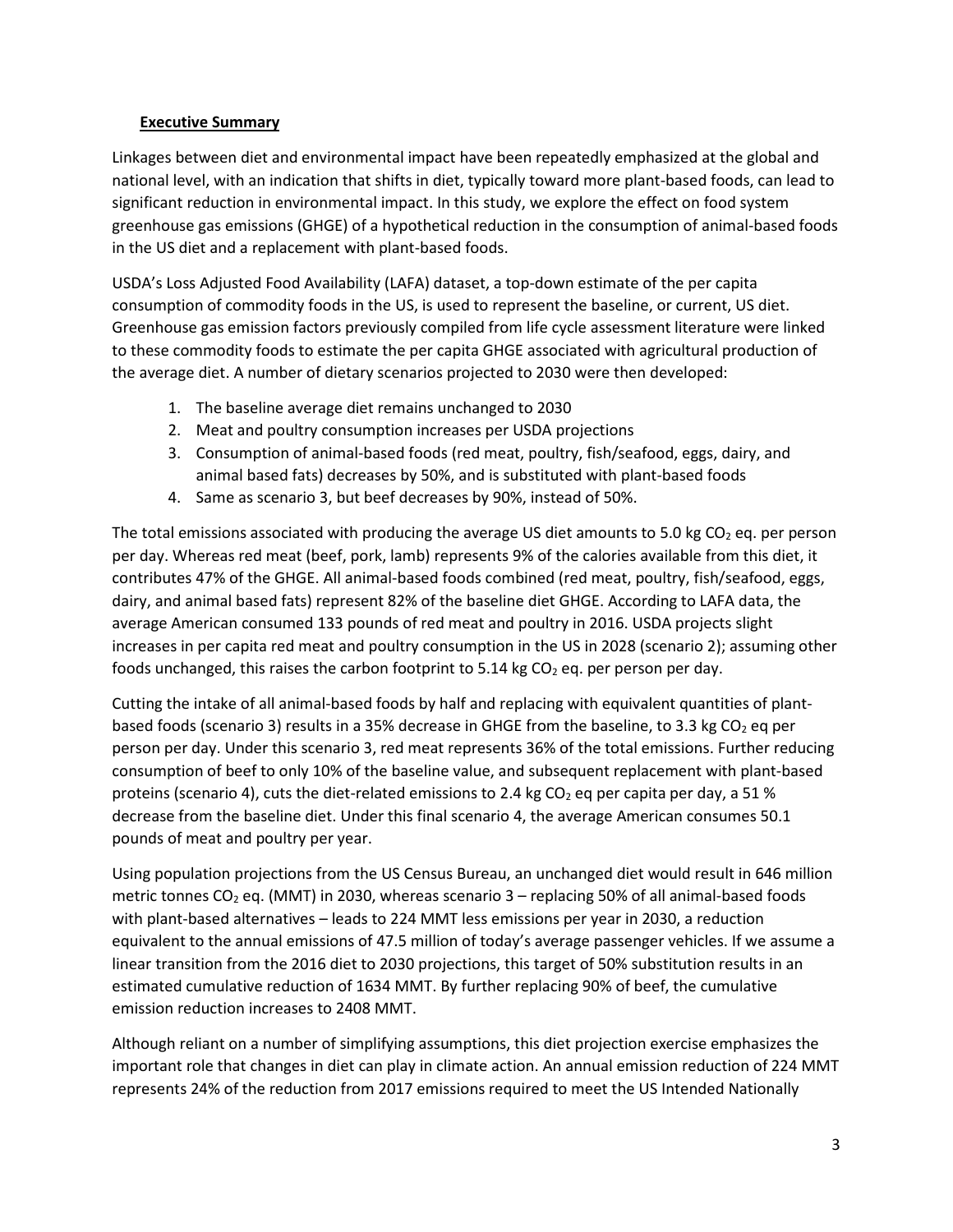## Executive Summary

Linkages between diet and environmental impact have been repeatedly emphasized at the global and national level, with an indication that shifts in diet, typically toward more plant-based foods, can lead to significant reduction in environmental impact. In this study, we explore the effect on food system greenhouse gas emissions (GHGE) of a hypothetical reduction in the consumption of animal-based foods in the US diet and a replacement with plant-based foods.

USDA's Loss Adjusted Food Availability (LAFA) dataset, a top-down estimate of the per capita consumption of commodity foods in the US, is used to represent the baseline, or current, US diet. Greenhouse gas emission factors previously compiled from life cycle assessment literature were linked to these commodity foods to estimate the per capita GHGE associated with agricultural production of the average diet. A number of dietary scenarios projected to 2030 were then developed:

1. The baseline average diet remains unchanged to 2030
2. Meat and poultry consumption increases per USDA projections
3. Consumption of animal-based foods (red meat, poultry, fish/seafood, eggs, dairy, and animal based fats) decreases by 50%, and is substituted with plant-based foods
4. Same as scenario 3, but beef decreases by 90%, instead of 50%.

The total emissions associated with producing the average US diet amounts to 5.0 kg $CO_2$ eq. per person per day. Whereas red meat (beef, pork, lamb) represents 9% of the calories available from this diet, it contributes 47% of the GHGE. All animal-based foods combined (red meat, poultry, fish/seafood, eggs, dairy, and animal based fats) represent 82% of the baseline diet GHGE. According to LAFA data, the average American consumed 133 pounds of red meat and poultry in 2016. USDA projects slight increases in per capita red meat and poultry consumption in the US in 2028 (scenario 2); assuming other foods unchanged, this raises the carbon footprint to 5.14 kg $CO_2$ eq. per person per day.

Cutting the intake of all animal-based foods by half and replacing with equivalent quantities of plant-based foods (scenario 3) results in a 35% decrease in GHGE from the baseline, to 3.3 kg $CO_2$ eq per person per day. Under this scenario 3, red meat represents 36% of the total emissions. Further reducing consumption of beef to only 10% of the baseline value, and subsequent replacement with plant-based proteins (scenario 4), cuts the diet-related emissions to 2.4 kg $CO_2$ eq per capita per day, a 51 % decrease from the baseline diet. Under this final scenario 4, the average American consumes 50.1 pounds of meat and poultry per year.

Using population projections from the US Census Bureau, an unchanged diet would result in 646 million metric tonnes $CO_2$ eq. (MMT) in 2030, whereas scenario 3 – replacing 50% of all animal-based foods with plant-based alternatives – leads to 224 MMT less emissions per year in 2030, a reduction equivalent to the annual emissions of 47.5 million of today's average passenger vehicles. If we assume a linear transition from the 2016 diet to 2030 projections, this target of 50% substitution results in an estimated cumulative reduction of 1634 MMT. By further replacing 90% of beef, the cumulative emission reduction increases to 2408 MMT.

Although reliant on a number of simplifying assumptions, this diet projection exercise emphasizes the important role that changes in diet can play in climate action. An annual emission reduction of 224 MMT represents 24% of the reduction from 2017 emissions required to meet the US Intended Nationally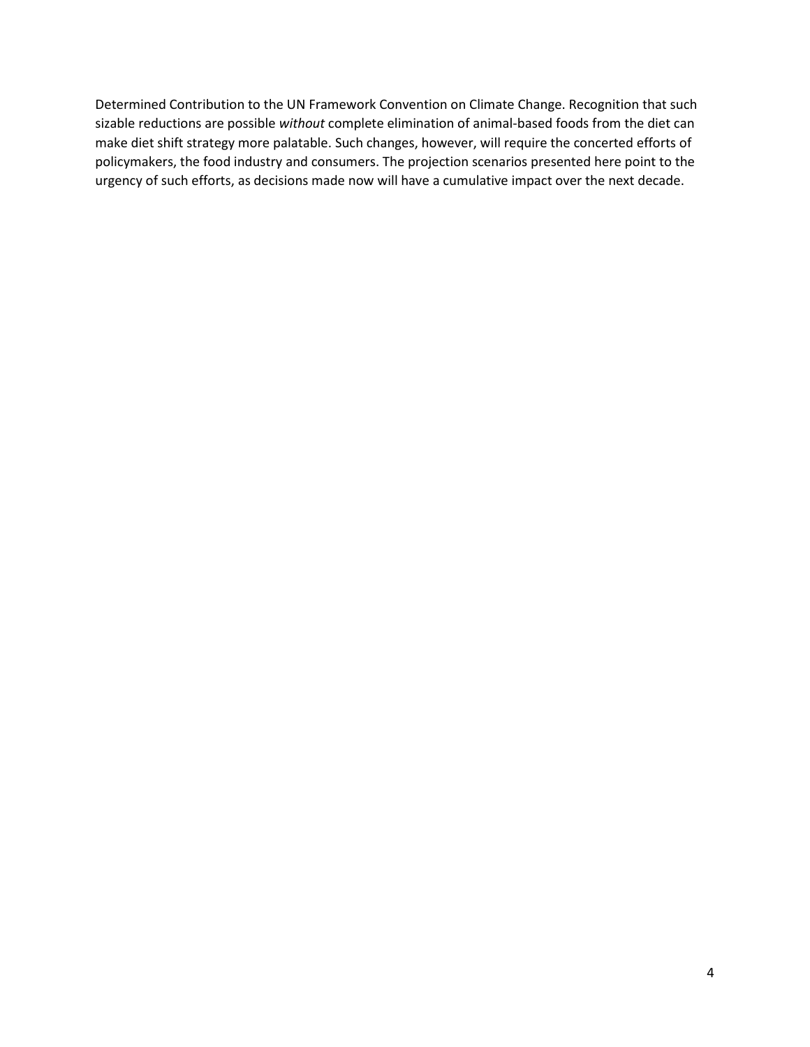Determined Contribution to the UN Framework Convention on Climate Change. Recognition that such sizable reductions are possible *without* complete elimination of animal-based foods from the diet can make diet shift strategy more palatable. Such changes, however, will require the concerted efforts of policymakers, the food industry and consumers. The projection scenarios presented here point to the urgency of such efforts, as decisions made now will have a cumulative impact over the next decade.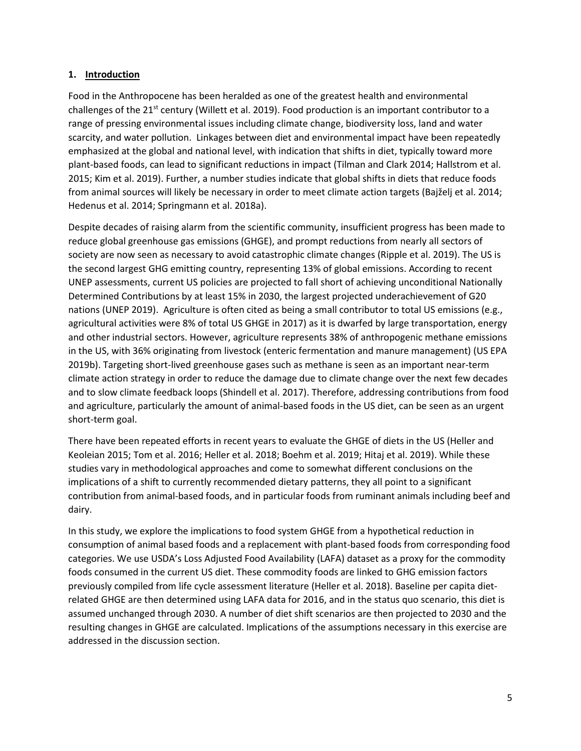## 1. Introduction

Food in the Anthropocene has been heralded as one of the greatest health and environmental challenges of the 21st century (Willett et al. 2019). Food production is an important contributor to a range of pressing environmental issues including climate change, biodiversity loss, land and water scarcity, and water pollution. Linkages between diet and environmental impact have been repeatedly emphasized at the global and national level, with indication that shifts in diet, typically toward more plant-based foods, can lead to significant reductions in impact (Tilman and Clark 2014; Hallstrom et al. 2015; Kim et al. 2019). Further, a number studies indicate that global shifts in diets that reduce foods from animal sources will likely be necessary in order to meet climate action targets (Bajželj et al. 2014; Hedenus et al. 2014; Springmann et al. 2018a).

Despite decades of raising alarm from the scientific community, insufficient progress has been made to reduce global greenhouse gas emissions (GHGE), and prompt reductions from nearly all sectors of society are now seen as necessary to avoid catastrophic climate changes (Ripple et al. 2019). The US is the second largest GHG emitting country, representing 13% of global emissions. According to recent UNEP assessments, current US policies are projected to fall short of achieving unconditional Nationally Determined Contributions by at least 15% in 2030, the largest projected underachievement of G20 nations (UNEP 2019). Agriculture is often cited as being a small contributor to total US emissions (e.g., agricultural activities were 8% of total US GHGE in 2017) as it is dwarfed by large transportation, energy and other industrial sectors. However, agriculture represents 38% of anthropogenic methane emissions in the US, with 36% originating from livestock (enteric fermentation and manure management) (US EPA 2019b). Targeting short-lived greenhouse gases such as methane is seen as an important near-term climate action strategy in order to reduce the damage due to climate change over the next few decades and to slow climate feedback loops (Shindell et al. 2017). Therefore, addressing contributions from food and agriculture, particularly the amount of animal-based foods in the US diet, can be seen as an urgent short-term goal.

There have been repeated efforts in recent years to evaluate the GHGE of diets in the US (Heller and Keoleian 2015; Tom et al. 2016; Heller et al. 2018; Boehm et al. 2019; Hitaj et al. 2019). While these studies vary in methodological approaches and come to somewhat different conclusions on the implications of a shift to currently recommended dietary patterns, they all point to a significant contribution from animal-based foods, and in particular foods from ruminant animals including beef and dairy.

In this study, we explore the implications to food system GHGE from a hypothetical reduction in consumption of animal based foods and a replacement with plant-based foods from corresponding food categories. We use USDA's Loss Adjusted Food Availability (LAFA) dataset as a proxy for the commodity foods consumed in the current US diet. These commodity foods are linked to GHG emission factors previously compiled from life cycle assessment literature (Heller et al. 2018). Baseline per capita diet-related GHGE are then determined using LAFA data for 2016, and in the status quo scenario, this diet is assumed unchanged through 2030. A number of diet shift scenarios are then projected to 2030 and the resulting changes in GHGE are calculated. Implications of the assumptions necessary in this exercise are addressed in the discussion section.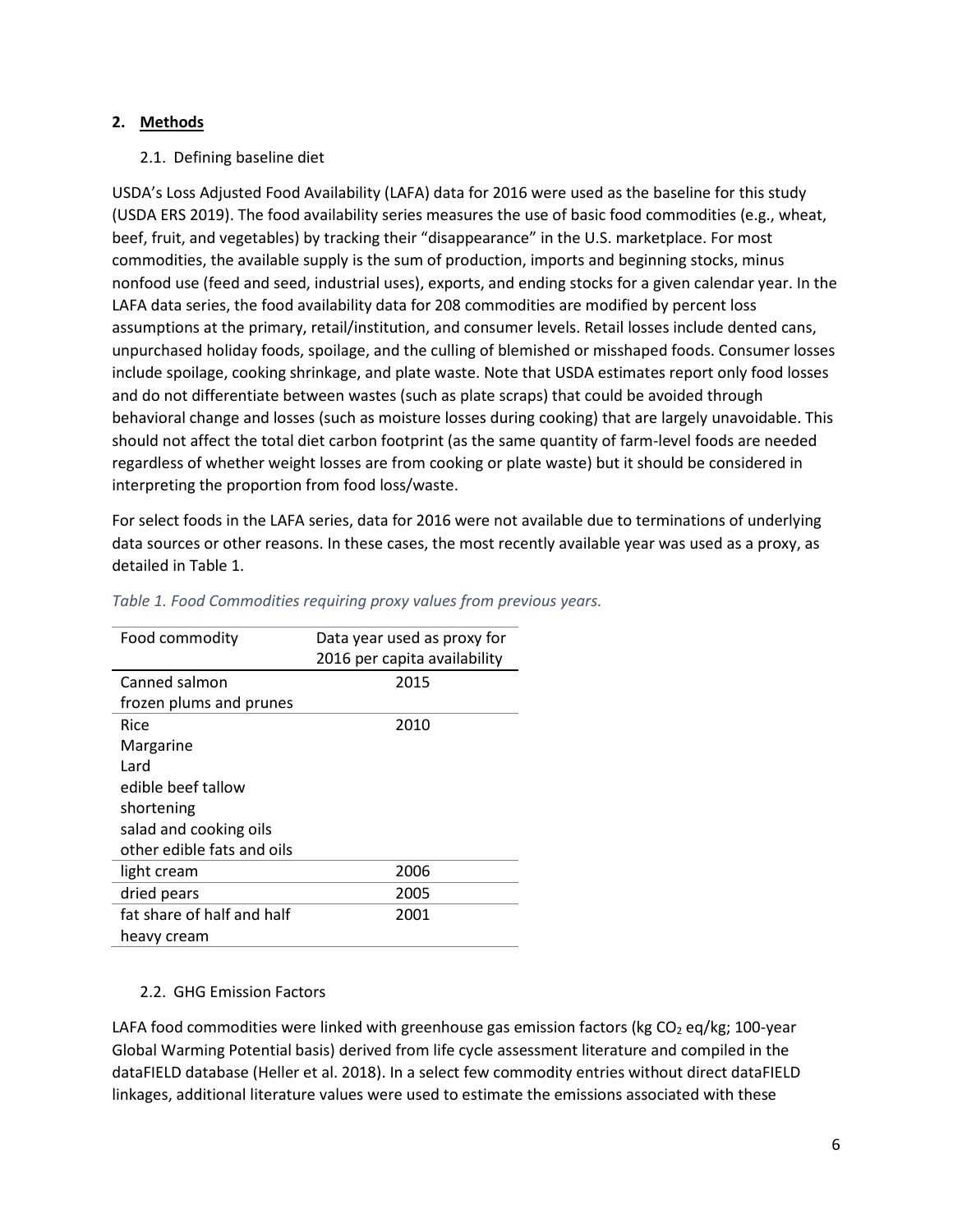## 2. Methods

### 2.1. Defining baseline diet

USDA's Loss Adjusted Food Availability (LAFA) data for 2016 were used as the baseline for this study (USDA ERS 2019). The food availability series measures the use of basic food commodities (e.g., wheat, beef, fruit, and vegetables) by tracking their "disappearance" in the U.S. marketplace. For most commodities, the available supply is the sum of production, imports and beginning stocks, minus nonfood use (feed and seed, industrial uses), exports, and ending stocks for a given calendar year. In the LAFA data series, the food availability data for 208 commodities are modified by percent loss assumptions at the primary, retail/institution, and consumer levels. Retail losses include dented cans, unpurchased holiday foods, spoilage, and the culling of blemished or misshaped foods. Consumer losses include spoilage, cooking shrinkage, and plate waste. Note that USDA estimates report only food losses and do not differentiate between wastes (such as plate scraps) that could be avoided through behavioral change and losses (such as moisture losses during cooking) that are largely unavoidable. This should not affect the total diet carbon footprint (as the same quantity of farm-level foods are needed regardless of whether weight losses are from cooking or plate waste) but it should be considered in interpreting the proportion from food loss/waste.

For select foods in the LAFA series, data for 2016 were not available due to terminations of underlying data sources or other reasons. In these cases, the most recently available year was used as a proxy, as detailed in Table 1.

*Table 1. Food Commodities requiring proxy values from previous years.*

| Food commodity | Data year used as proxy for 2016 per capita availability |
|---|---|
| Canned salmon<br>frozen plums and prunes | 2015 |
| Rice<br>Margarine<br>Lard<br>edible beef tallow<br>shortening<br>salad and cooking oils<br>other edible fats and oils | 2010 |
| light cream | 2006 |
| dried pears | 2005 |
| fat share of half and half<br>heavy cream | 2001 |

### 2.2. GHG Emission Factors

LAFA food commodities were linked with greenhouse gas emission factors (kg $CO_2$ eq/kg; 100-year Global Warming Potential basis) derived from life cycle assessment literature and compiled in the dataFIELD database (Heller et al. 2018). In a select few commodity entries without direct dataFIELD linkages, additional literature values were used to estimate the emissions associated with these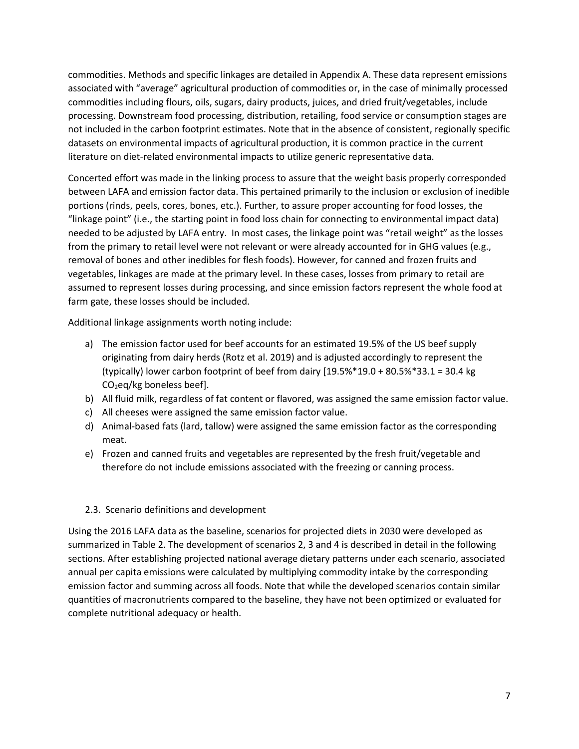commodities. Methods and specific linkages are detailed in Appendix A. These data represent emissions associated with "average" agricultural production of commodities or, in the case of minimally processed commodities including flours, oils, sugars, dairy products, juices, and dried fruit/vegetables, include processing. Downstream food processing, distribution, retailing, food service or consumption stages are not included in the carbon footprint estimates. Note that in the absence of consistent, regionally specific datasets on environmental impacts of agricultural production, it is common practice in the current literature on diet-related environmental impacts to utilize generic representative data.

Concerted effort was made in the linking process to assure that the weight basis properly corresponded between LAFA and emission factor data. This pertained primarily to the inclusion or exclusion of inedible portions (rinds, peels, cores, bones, etc.). Further, to assure proper accounting for food losses, the "linkage point" (i.e., the starting point in food loss chain for connecting to environmental impact data) needed to be adjusted by LAFA entry. In most cases, the linkage point was "retail weight" as the losses from the primary to retail level were not relevant or were already accounted for in GHG values (e.g., removal of bones and other inedibles for flesh foods). However, for canned and frozen fruits and vegetables, linkages are made at the primary level. In these cases, losses from primary to retail are assumed to represent losses during processing, and since emission factors represent the whole food at farm gate, these losses should be included.

Additional linkage assignments worth noting include:

a) The emission factor used for beef accounts for an estimated 19.5% of the US beef supply originating from dairy herds (Rotz et al. 2019) and is adjusted accordingly to represent the (typically) lower carbon footprint of beef from dairy [19.5%*19.0 + 80.5%*33.1 = 30.4 kg $CO_2$eq/kg boneless beef].
b) All fluid milk, regardless of fat content or flavored, was assigned the same emission factor value.
c) All cheeses were assigned the same emission factor value.
d) Animal-based fats (lard, tallow) were assigned the same emission factor as the corresponding meat.
e) Frozen and canned fruits and vegetables are represented by the fresh fruit/vegetable and therefore do not include emissions associated with the freezing or canning process.

### 2.3. Scenario definitions and development

Using the 2016 LAFA data as the baseline, scenarios for projected diets in 2030 were developed as summarized in Table 2. The development of scenarios 2, 3 and 4 is described in detail in the following sections. After establishing projected national average dietary patterns under each scenario, associated annual per capita emissions were calculated by multiplying commodity intake by the corresponding emission factor and summing across all foods. Note that while the developed scenarios contain similar quantities of macronutrients compared to the baseline, they have not been optimized or evaluated for complete nutritional adequacy or health.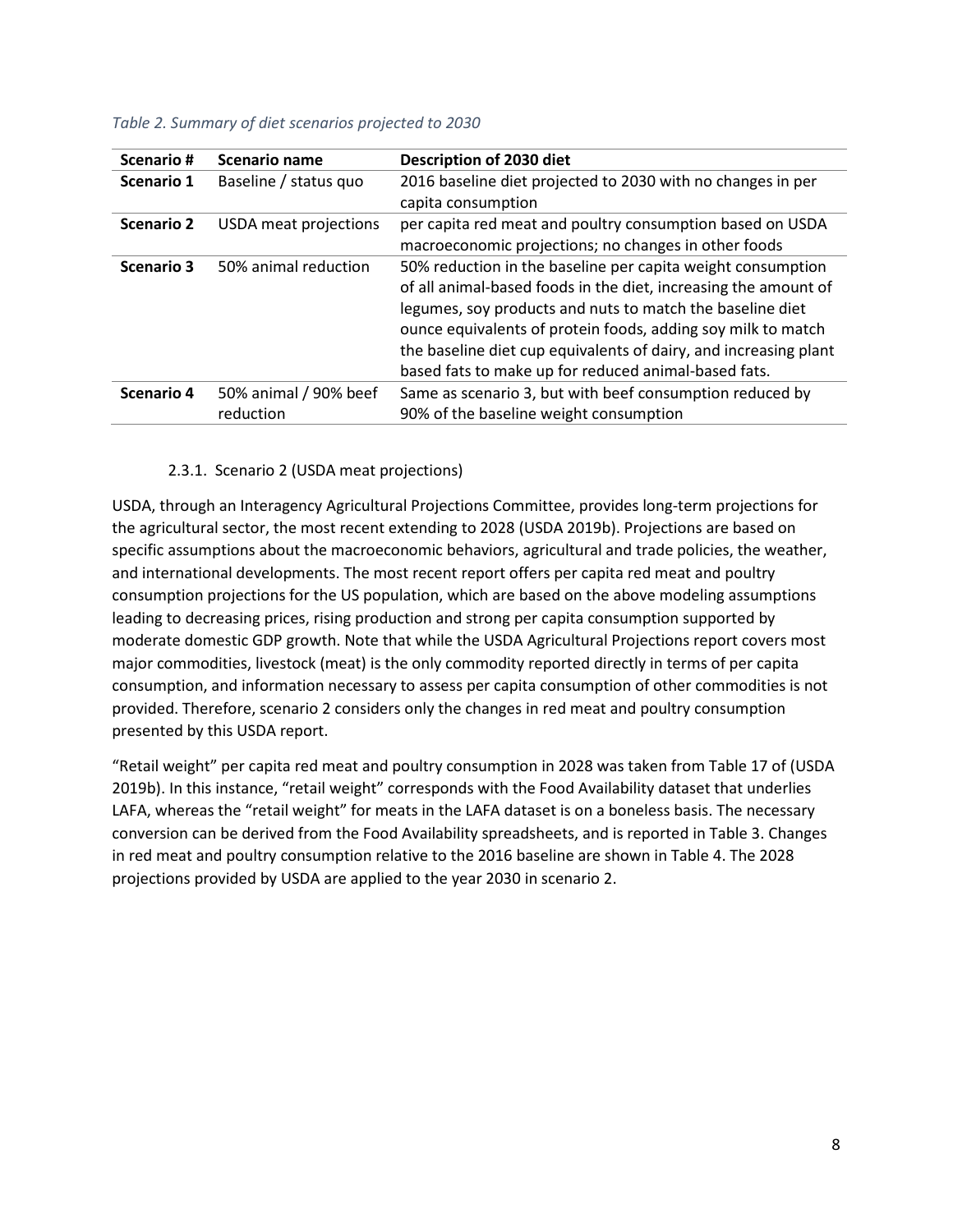*Table 2. Summary of diet scenarios projected to 2030*

| Scenario # | Scenario name | Description of 2030 diet |
|---|---|---|
| **Scenario 1** | Baseline / status quo | 2016 baseline diet projected to 2030 with no changes in per capita consumption |
| **Scenario 2** | USDA meat projections | per capita red meat and poultry consumption based on USDA macroeconomic projections; no changes in other foods |
| **Scenario 3** | 50% animal reduction | 50% reduction in the baseline per capita weight consumption of all animal-based foods in the diet, increasing the amount of legumes, soy products and nuts to match the baseline diet ounce equivalents of protein foods, adding soy milk to match the baseline diet cup equivalents of dairy, and increasing plant based fats to make up for reduced animal-based fats. |
| **Scenario 4** | 50% animal / 90% beef reduction | Same as scenario 3, but with beef consumption reduced by 90% of the baseline weight consumption |

### 2.3.1. Scenario 2 (USDA meat projections)

USDA, through an Interagency Agricultural Projections Committee, provides long-term projections for the agricultural sector, the most recent extending to 2028 (USDA 2019b). Projections are based on specific assumptions about the macroeconomic behaviors, agricultural and trade policies, the weather, and international developments. The most recent report offers per capita red meat and poultry consumption projections for the US population, which are based on the above modeling assumptions leading to decreasing prices, rising production and strong per capita consumption supported by moderate domestic GDP growth. Note that while the USDA Agricultural Projections report covers most major commodities, livestock (meat) is the only commodity reported directly in terms of per capita consumption, and information necessary to assess per capita consumption of other commodities is not provided. Therefore, scenario 2 considers only the changes in red meat and poultry consumption presented by this USDA report.

"Retail weight" per capita red meat and poultry consumption in 2028 was taken from Table 17 of (USDA 2019b). In this instance, "retail weight" corresponds with the Food Availability dataset that underlies LAFA, whereas the "retail weight" for meats in the LAFA dataset is on a boneless basis. The necessary conversion can be derived from the Food Availability spreadsheets, and is reported in Table 3. Changes in red meat and poultry consumption relative to the 2016 baseline are shown in Table 4. The 2028 projections provided by USDA are applied to the year 2030 in scenario 2.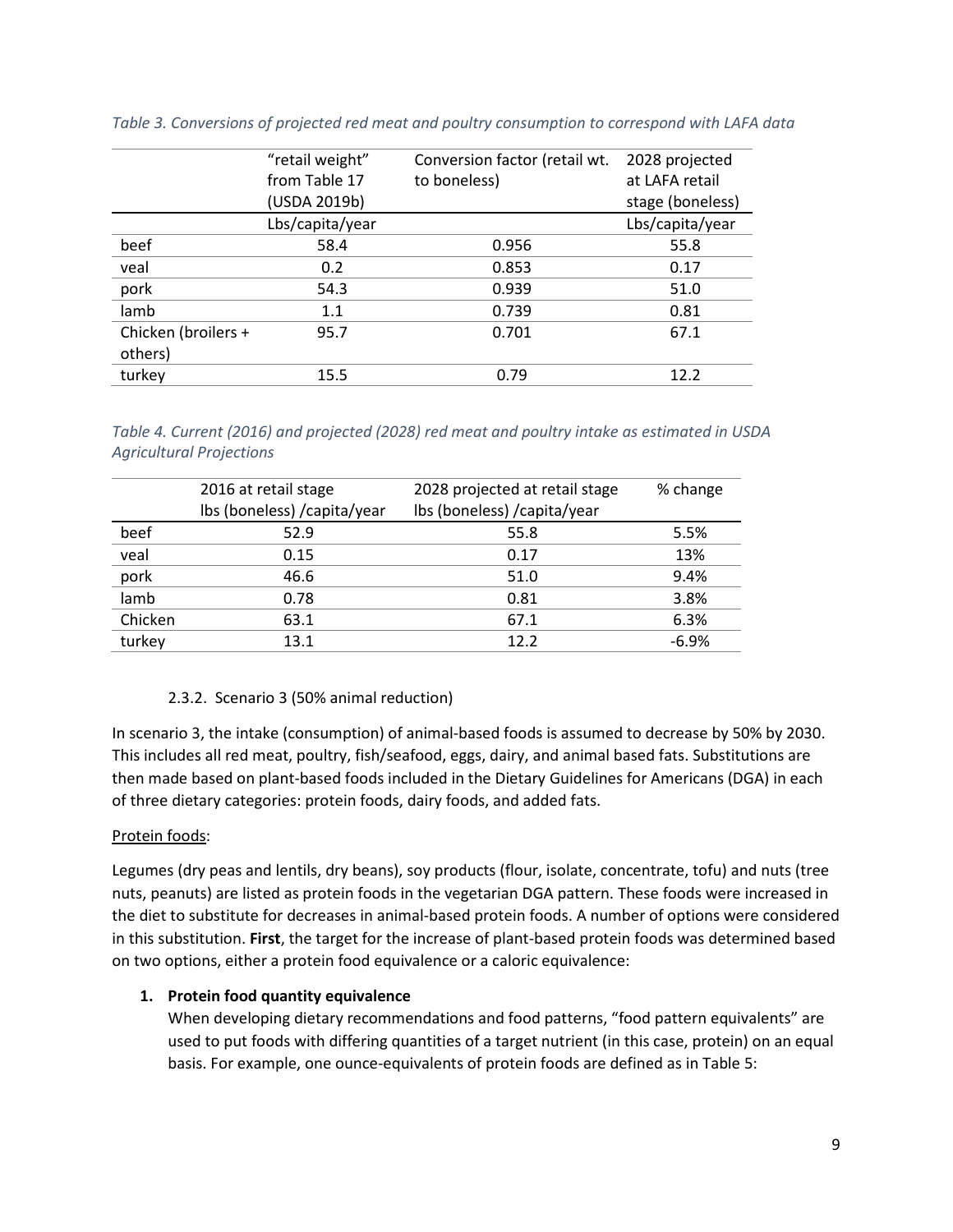*Table 3. Conversions of projected red meat and poultry consumption to correspond with LAFA data*

| | "retail weight" from Table 17 (USDA 2019b) | Conversion factor (retail wt. to boneless) | 2028 projected at LAFA retail stage (boneless) |
|---|---|---|---|
| | Lbs/capita/year | | Lbs/capita/year |
| beef | 58.4 | 0.956 | 55.8 |
| veal | 0.2 | 0.853 | 0.17 |
| pork | 54.3 | 0.939 | 51.0 |
| lamb | 1.1 | 0.739 | 0.81 |
| Chicken (broilers + others) | 95.7 | 0.701 | 67.1 |
| turkey | 15.5 | 0.79 | 12.2 |

*Table 4. Current (2016) and projected (2028) red meat and poultry intake as estimated in USDA Agricultural Projections*

| | 2016 at retail stage lbs (boneless) /capita/year | 2028 projected at retail stage lbs (boneless) /capita/year | % change |
|---|---|---|---|
| beef | 52.9 | 55.8 | 5.5% |
| veal | 0.15 | 0.17 | 13% |
| pork | 46.6 | 51.0 | 9.4% |
| lamb | 0.78 | 0.81 | 3.8% |
| Chicken | 63.1 | 67.1 | 6.3% |
| turkey | 13.1 | 12.2 | -6.9% |

#### 2.3.2. Scenario 3 (50% animal reduction)

In scenario 3, the intake (consumption) of animal-based foods is assumed to decrease by 50% by 2030. This includes all red meat, poultry, fish/seafood, eggs, dairy, and animal based fats. Substitutions are then made based on plant-based foods included in the Dietary Guidelines for Americans (DGA) in each of three dietary categories: protein foods, dairy foods, and added fats.

Protein foods:

Legumes (dry peas and lentils, dry beans), soy products (flour, isolate, concentrate, tofu) and nuts (tree nuts, peanuts) are listed as protein foods in the vegetarian DGA pattern. These foods were increased in the diet to substitute for decreases in animal-based protein foods. A number of options were considered in this substitution. **First**, the target for the increase of plant-based protein foods was determined based on two options, either a protein food equivalence or a caloric equivalence:

1. **Protein food quantity equivalence**
   When developing dietary recommendations and food patterns, "food pattern equivalents" are used to put foods with differing quantities of a target nutrient (in this case, protein) on an equal basis. For example, one ounce-equivalents of protein foods are defined as in Table 5: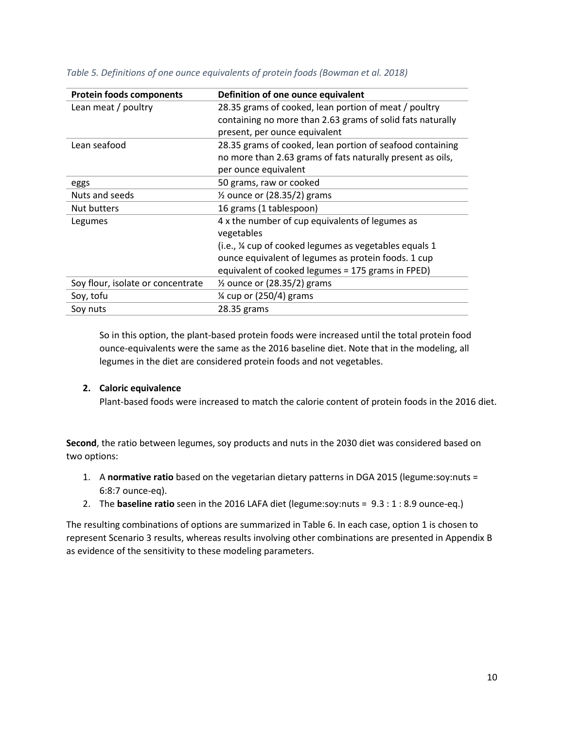*Table 5. Definitions of one ounce equivalents of protein foods (Bowman et al. 2018)*

| Protein foods components | Definition of one ounce equivalent |
|---|---|
| Lean meat / poultry | 28.35 grams of cooked, lean portion of meat / poultry containing no more than 2.63 grams of solid fats naturally present, per ounce equivalent |
| Lean seafood | 28.35 grams of cooked, lean portion of seafood containing no more than 2.63 grams of fats naturally present as oils, per ounce equivalent |
| eggs | 50 grams, raw or cooked |
| Nuts and seeds | ½ ounce or (28.35/2) grams |
| Nut butters | 16 grams (1 tablespoon) |
| Legumes | 4 x the number of cup equivalents of legumes as vegetables (i.e., ¼ cup of cooked legumes as vegetables equals 1 ounce equivalent of legumes as protein foods. 1 cup equivalent of cooked legumes = 175 grams in FPED) |
| Soy flour, isolate or concentrate | ½ ounce or (28.35/2) grams |
| Soy, tofu | ¼ cup or (250/4) grams |
| Soy nuts | 28.35 grams |

So in this option, the plant-based protein foods were increased until the total protein food ounce-equivalents were the same as the 2016 baseline diet. Note that in the modeling, all legumes in the diet are considered protein foods and not vegetables.

2. **Caloric equivalence**
   Plant-based foods were increased to match the calorie content of protein foods in the 2016 diet.

**Second**, the ratio between legumes, soy products and nuts in the 2030 diet was considered based on two options:

1. A **normative ratio** based on the vegetarian dietary patterns in DGA 2015 (legume:soy:nuts = 6:8:7 ounce-eq).
2. The **baseline ratio** seen in the 2016 LAFA diet (legume:soy:nuts = 9.3 : 1 : 8.9 ounce-eq.)

The resulting combinations of options are summarized in Table 6. In each case, option 1 is chosen to represent Scenario 3 results, whereas results involving other combinations are presented in Appendix B as evidence of the sensitivity to these modeling parameters.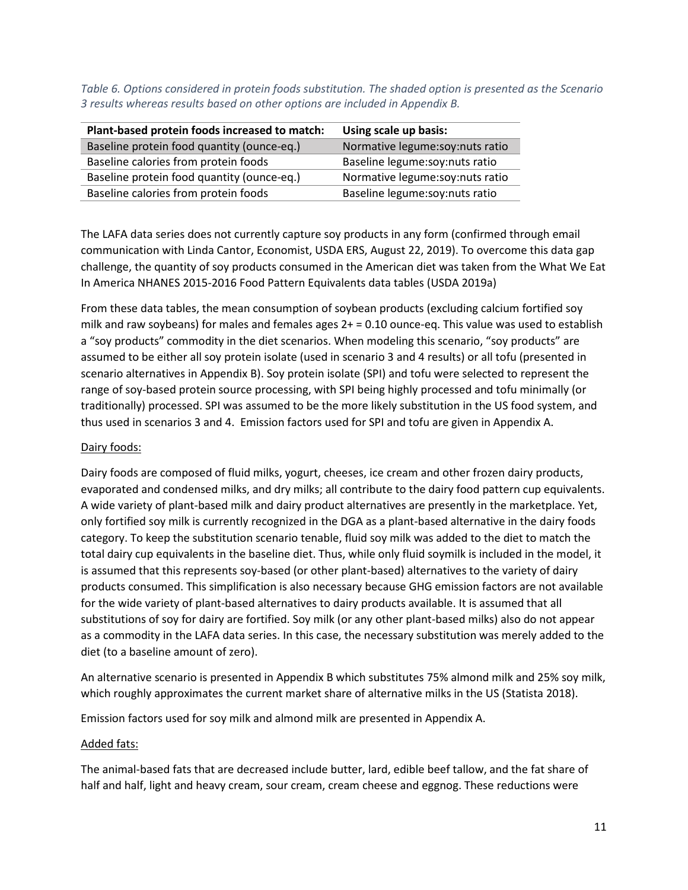*Table 6. Options considered in protein foods substitution. The shaded option is presented as the Scenario 3 results whereas results based on other options are included in Appendix B.*

| Plant-based protein foods increased to match: | Using scale up basis: |
|---|---|
| Baseline protein food quantity (ounce-eq.) | Normative legume:soy:nuts ratio |
| Baseline calories from protein foods | Baseline legume:soy:nuts ratio |
| Baseline protein food quantity (ounce-eq.) | Normative legume:soy:nuts ratio |
| Baseline calories from protein foods | Baseline legume:soy:nuts ratio |

The LAFA data series does not currently capture soy products in any form (confirmed through email communication with Linda Cantor, Economist, USDA ERS, August 22, 2019). To overcome this data gap challenge, the quantity of soy products consumed in the American diet was taken from the What We Eat In America NHANES 2015-2016 Food Pattern Equivalents data tables (USDA 2019a)

From these data tables, the mean consumption of soybean products (excluding calcium fortified soy milk and raw soybeans) for males and females ages 2+ = 0.10 ounce-eq. This value was used to establish a "soy products" commodity in the diet scenarios. When modeling this scenario, "soy products" are assumed to be either all soy protein isolate (used in scenario 3 and 4 results) or all tofu (presented in scenario alternatives in Appendix B). Soy protein isolate (SPI) and tofu were selected to represent the range of soy-based protein source processing, with SPI being highly processed and tofu minimally (or traditionally) processed. SPI was assumed to be the more likely substitution in the US food system, and thus used in scenarios 3 and 4. Emission factors used for SPI and tofu are given in Appendix A.

Dairy foods:

Dairy foods are composed of fluid milks, yogurt, cheeses, ice cream and other frozen dairy products, evaporated and condensed milks, and dry milks; all contribute to the dairy food pattern cup equivalents. A wide variety of plant-based milk and dairy product alternatives are presently in the marketplace. Yet, only fortified soy milk is currently recognized in the DGA as a plant-based alternative in the dairy foods category. To keep the substitution scenario tenable, fluid soy milk was added to the diet to match the total dairy cup equivalents in the baseline diet. Thus, while only fluid soymilk is included in the model, it is assumed that this represents soy-based (or other plant-based) alternatives to the variety of dairy products consumed. This simplification is also necessary because GHG emission factors are not available for the wide variety of plant-based alternatives to dairy products available. It is assumed that all substitutions of soy for dairy are fortified. Soy milk (or any other plant-based milks) also do not appear as a commodity in the LAFA data series. In this case, the necessary substitution was merely added to the diet (to a baseline amount of zero).

An alternative scenario is presented in Appendix B which substitutes 75% almond milk and 25% soy milk, which roughly approximates the current market share of alternative milks in the US (Statista 2018).

Emission factors used for soy milk and almond milk are presented in Appendix A.

Added fats:

The animal-based fats that are decreased include butter, lard, edible beef tallow, and the fat share of half and half, light and heavy cream, sour cream, cream cheese and eggnog. These reductions were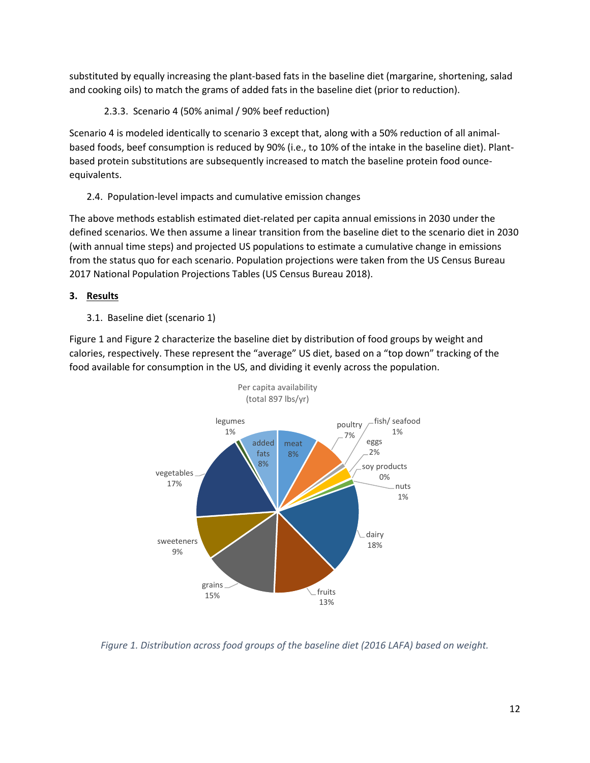substituted by equally increasing the plant-based fats in the baseline diet (margarine, shortening, salad and cooking oils) to match the grams of added fats in the baseline diet (prior to reduction).

#### 2.3.3. Scenario 4 (50% animal / 90% beef reduction)

Scenario 4 is modeled identically to scenario 3 except that, along with a 50% reduction of all animal-based foods, beef consumption is reduced by 90% (i.e., to 10% of the intake in the baseline diet). Plant-based protein substitutions are subsequently increased to match the baseline protein food ounce-equivalents.

### 2.4. Population-level impacts and cumulative emission changes

The above methods establish estimated diet-related per capita annual emissions in 2030 under the defined scenarios. We then assume a linear transition from the baseline diet to the scenario diet in 2030 (with annual time steps) and projected US populations to estimate a cumulative change in emissions from the status quo for each scenario. Population projections were taken from the US Census Bureau 2017 National Population Projections Tables (US Census Bureau 2018).

## 3. Results

### 3.1. Baseline diet (scenario 1)

Figure 1 and Figure 2 characterize the baseline diet by distribution of food groups by weight and calories, respectively. These represent the "average" US diet, based on a "top down" tracking of the food available for consumption in the US, and dividing it evenly across the population.

Per capita availability (total 897 lbs/yr)

| Food group | Share |
|---|---|
| meat | 8% |
| poultry | 7% |
| fish/ seafood | 1% |
| eggs | 2% |
| soy products | 0% |
| nuts | 1% |
| dairy | 18% |
| fruits | 13% |
| grains | 15% |
| sweeteners | 9% |
| vegetables | 17% |
| legumes | 1% |
| added fats | 8% |

*Figure 1. Distribution across food groups of the baseline diet (2016 LAFA) based on weight.*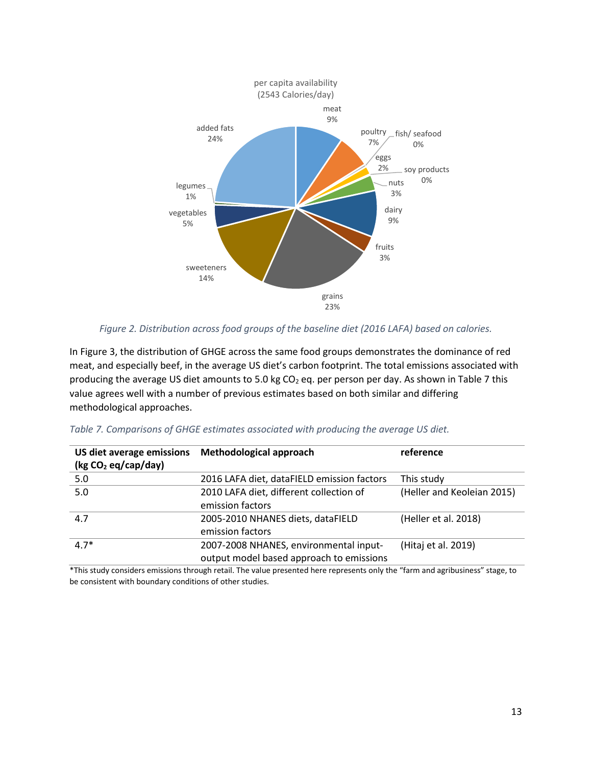*Figure 2. Distribution across food groups of the baseline diet (2016 LAFA) based on calories.*

In Figure 3, the distribution of GHGE across the same food groups demonstrates the dominance of red meat, and especially beef, in the average US diet's carbon footprint. The total emissions associated with producing the average US diet amounts to 5.0 kg $CO_2$ eq. per person per day. As shown in Table 7 this value agrees well with a number of previous estimates based on both similar and differing methodological approaches.

*Table 7. Comparisons of GHGE estimates associated with producing the average US diet.*

| US diet average emissions (kg $CO_2$ eq/cap/day) | Methodological approach | reference |
|---|---|---|
| 5.0 | 2016 LAFA diet, dataFIELD emission factors | This study |
| 5.0 | 2010 LAFA diet, different collection of emission factors | (Heller and Keoleian 2015) |
| 4.7 | 2005-2010 NHANES diets, dataFIELD emission factors | (Heller et al. 2018) |
| 4.7* | 2007-2008 NHANES, environmental input-output model based approach to emissions | (Hitaj et al. 2019) |

*This study considers emissions through retail. The value presented here represents only the "farm and agribusiness" stage, to be consistent with boundary conditions of other studies.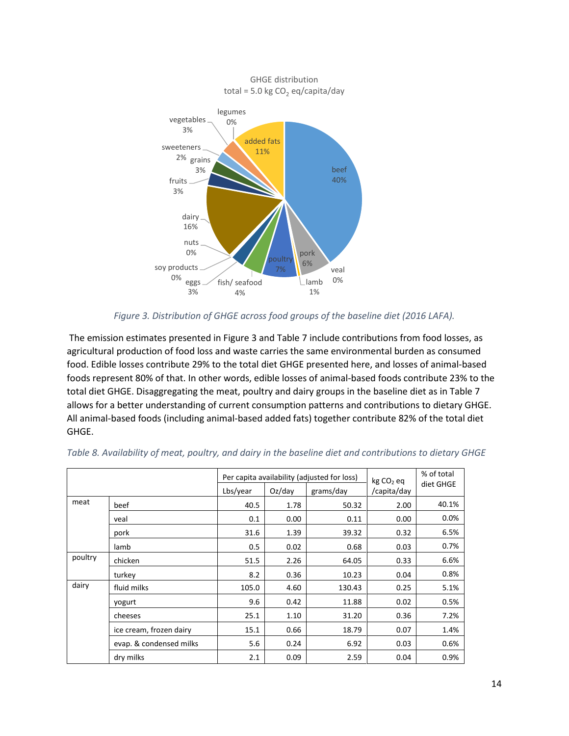GHGE distribution
total = 5.0 kg $CO_2$ eq/capita/day

*Figure 3. Distribution of GHGE across food groups of the baseline diet (2016 LAFA).*

The emission estimates presented in Figure 3 and Table 7 include contributions from food losses, as agricultural production of food loss and waste carries the same environmental burden as consumed food. Edible losses contribute 29% to the total diet GHGE presented here, and losses of animal-based foods represent 80% of that. In other words, edible losses of animal-based foods contribute 23% to the total diet GHGE. Disaggregating the meat, poultry and dairy groups in the baseline diet as in Table 7 allows for a better understanding of current consumption patterns and contributions to dietary GHGE. All animal-based foods (including animal-based added fats) together contribute 82% of the total diet GHGE.

*Table 8. Availability of meat, poultry, and dairy in the baseline diet and contributions to dietary GHGE*

| | | Per capita availability (adjusted for loss) | | | kg $CO_2$ eq /capita/day | % of total diet GHGE |
|---|---|---|---|---|---|---|
| | | Lbs/year | Oz/day | grams/day | | |
| meat | beef | 40.5 | 1.78 | 50.32 | 2.00 | 40.1% |
| | veal | 0.1 | 0.00 | 0.11 | 0.00 | 0.0% |
| | pork | 31.6 | 1.39 | 39.32 | 0.32 | 6.5% |
| | lamb | 0.5 | 0.02 | 0.68 | 0.03 | 0.7% |
| poultry | chicken | 51.5 | 2.26 | 64.05 | 0.33 | 6.6% |
| | turkey | 8.2 | 0.36 | 10.23 | 0.04 | 0.8% |
| dairy | fluid milks | 105.0 | 4.60 | 130.43 | 0.25 | 5.1% |
| | yogurt | 9.6 | 0.42 | 11.88 | 0.02 | 0.5% |
| | cheeses | 25.1 | 1.10 | 31.20 | 0.36 | 7.2% |
| | ice cream, frozen dairy | 15.1 | 0.66 | 18.79 | 0.07 | 1.4% |
| | evap. & condensed milks | 5.6 | 0.24 | 6.92 | 0.03 | 0.6% |
| | dry milks | 2.1 | 0.09 | 2.59 | 0.04 | 0.9% |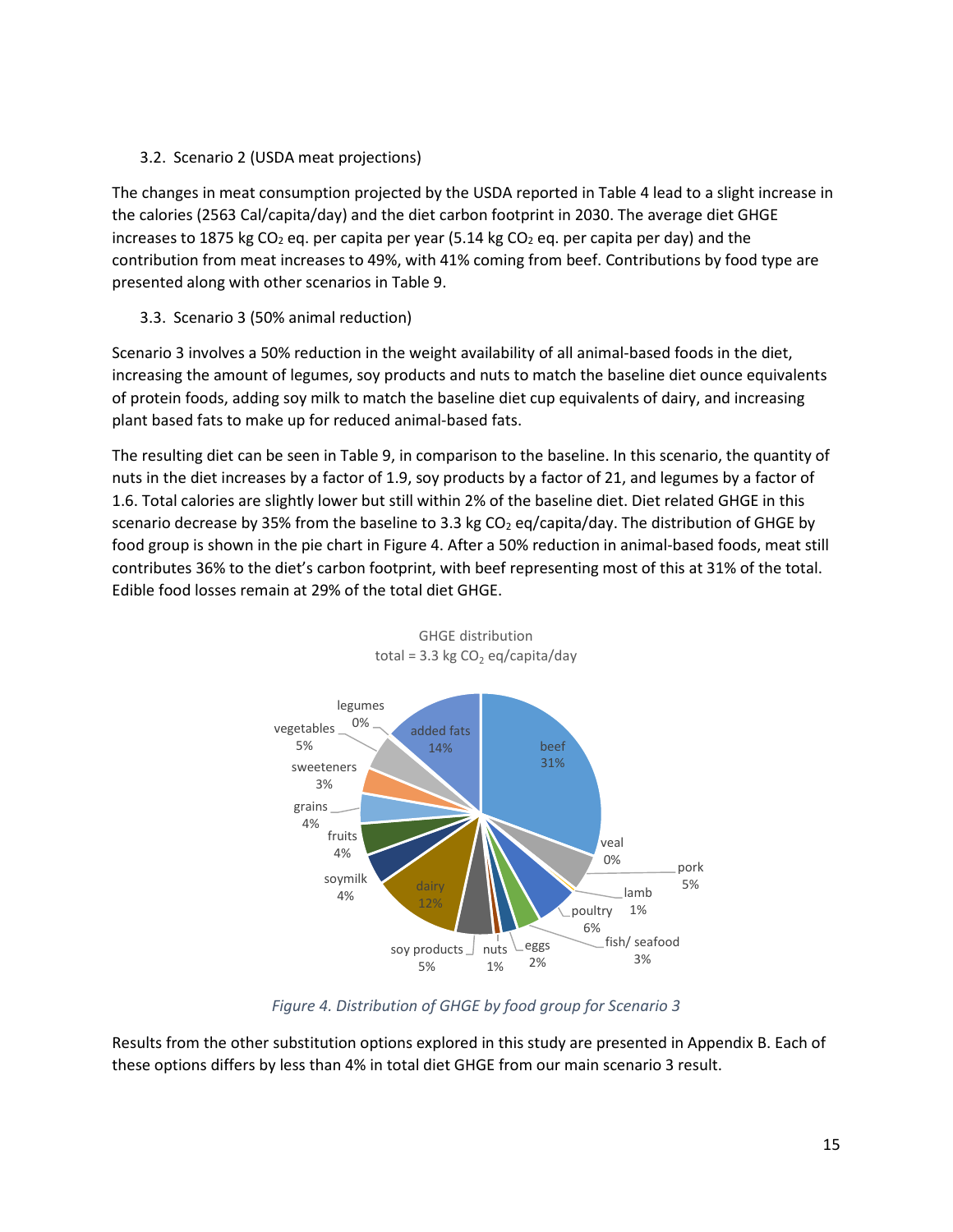### 3.2. Scenario 2 (USDA meat projections)

The changes in meat consumption projected by the USDA reported in Table 4 lead to a slight increase in the calories (2563 Cal/capita/day) and the diet carbon footprint in 2030. The average diet GHGE increases to 1875 kg $CO_2$ eq. per capita per year (5.14 kg $CO_2$ eq. per capita per day) and the contribution from meat increases to 49%, with 41% coming from beef. Contributions by food type are presented along with other scenarios in Table 9.

### 3.3. Scenario 3 (50% animal reduction)

Scenario 3 involves a 50% reduction in the weight availability of all animal-based foods in the diet, increasing the amount of legumes, soy products and nuts to match the baseline diet ounce equivalents of protein foods, adding soy milk to match the baseline diet cup equivalents of dairy, and increasing plant based fats to make up for reduced animal-based fats.

The resulting diet can be seen in Table 9, in comparison to the baseline. In this scenario, the quantity of nuts in the diet increases by a factor of 1.9, soy products by a factor of 21, and legumes by a factor of 1.6. Total calories are slightly lower but still within 2% of the baseline diet. Diet related GHGE in this scenario decrease by 35% from the baseline to 3.3 kg $CO_2$ eq/capita/day. The distribution of GHGE by food group is shown in the pie chart in Figure 4. After a 50% reduction in animal-based foods, meat still contributes 36% to the diet's carbon footprint, with beef representing most of this at 31% of the total. Edible food losses remain at 29% of the total diet GHGE.

GHGE distribution
total = 3.3 kg $CO_2$ eq/capita/day

| Food group | Share |
|---|---|
| beef | 31% |
| veal | 0% |
| pork | 5% |
| lamb | 1% |
| poultry | 6% |
| fish/ seafood | 3% |
| eggs | 2% |
| nuts | 1% |
| soy products | 5% |
| dairy | 12% |
| soymilk | 4% |
| fruits | 4% |
| grains | 4% |
| sweeteners | 3% |
| vegetables | 5% |
| legumes | 0% |
| added fats | 14% |

*Figure 4. Distribution of GHGE by food group for Scenario 3*

Results from the other substitution options explored in this study are presented in Appendix B. Each of these options differs by less than 4% in total diet GHGE from our main scenario 3 result.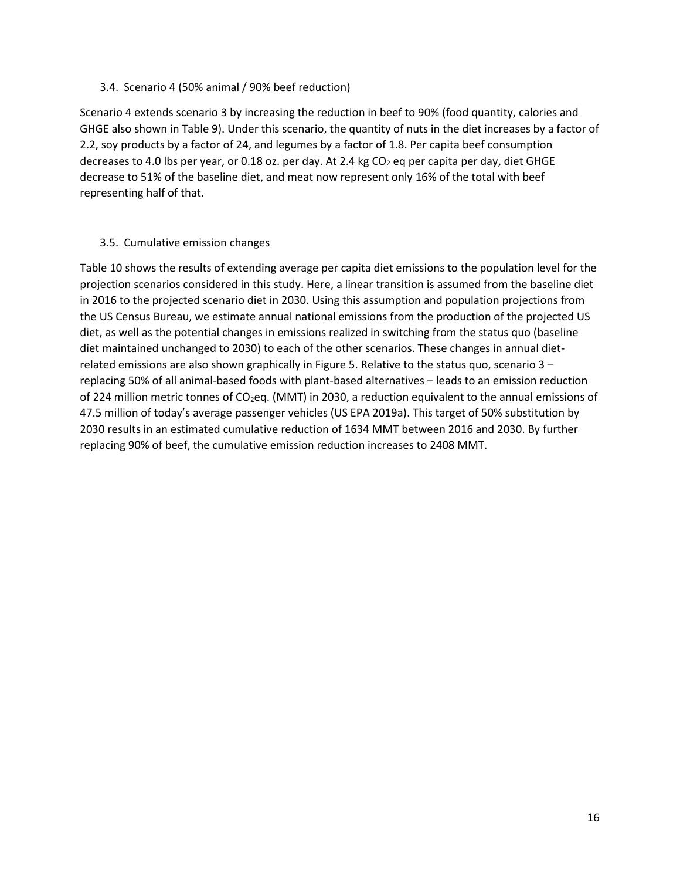### 3.4. Scenario 4 (50% animal / 90% beef reduction)

Scenario 4 extends scenario 3 by increasing the reduction in beef to 90% (food quantity, calories and GHGE also shown in Table 9). Under this scenario, the quantity of nuts in the diet increases by a factor of 2.2, soy products by a factor of 24, and legumes by a factor of 1.8. Per capita beef consumption decreases to 4.0 lbs per year, or 0.18 oz. per day. At 2.4 kg $CO_2$ eq per capita per day, diet GHGE decrease to 51% of the baseline diet, and meat now represent only 16% of the total with beef representing half of that.

### 3.5. Cumulative emission changes

Table 10 shows the results of extending average per capita diet emissions to the population level for the projection scenarios considered in this study. Here, a linear transition is assumed from the baseline diet in 2016 to the projected scenario diet in 2030. Using this assumption and population projections from the US Census Bureau, we estimate annual national emissions from the production of the projected US diet, as well as the potential changes in emissions realized in switching from the status quo (baseline diet maintained unchanged to 2030) to each of the other scenarios. These changes in annual diet-related emissions are also shown graphically in Figure 5. Relative to the status quo, scenario 3 – replacing 50% of all animal-based foods with plant-based alternatives – leads to an emission reduction of 224 million metric tonnes of $CO_2$eq. (MMT) in 2030, a reduction equivalent to the annual emissions of 47.5 million of today's average passenger vehicles (US EPA 2019a). This target of 50% substitution by 2030 results in an estimated cumulative reduction of 1634 MMT between 2016 and 2030. By further replacing 90% of beef, the cumulative emission reduction increases to 2408 MMT.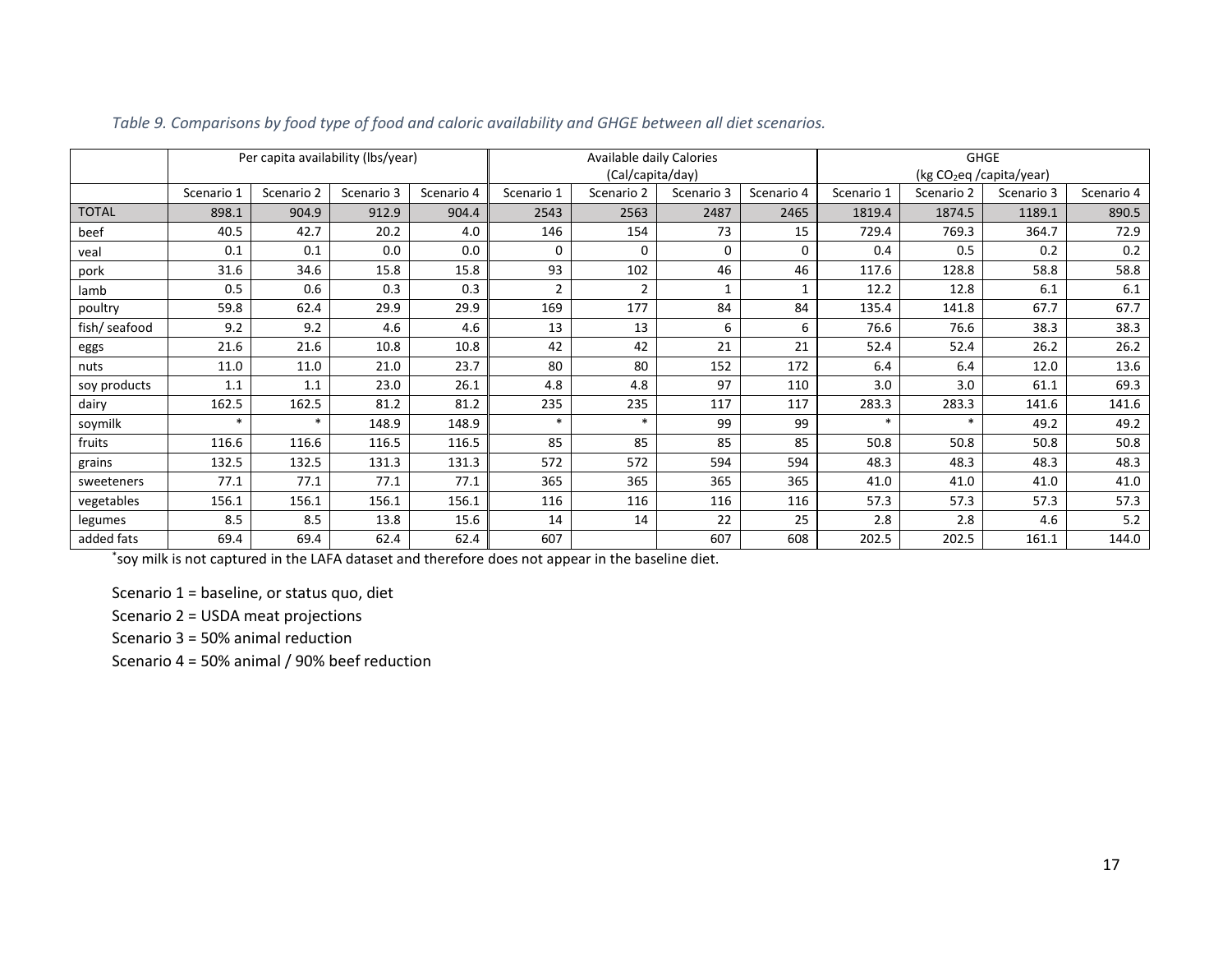*Table 9. Comparisons by food type of food and caloric availability and GHGE between all diet scenarios.*

| | Per capita availability (lbs/year) | | | | Available daily Calories (Cal/capita/day) | | | | GHGE (kg $CO_2$eq /capita/year) | | | |
|---|---|---|---|---|---|---|---|---|---|---|---|---|
| | Scenario 1 | Scenario 2 | Scenario 3 | Scenario 4 | Scenario 1 | Scenario 2 | Scenario 3 | Scenario 4 | Scenario 1 | Scenario 2 | Scenario 3 | Scenario 4 |
| TOTAL | 898.1 | 904.9 | 912.9 | 904.4 | 2543 | 2563 | 2487 | 2465 | 1819.4 | 1874.5 | 1189.1 | 890.5 |
| beef | 40.5 | 42.7 | 20.2 | 4.0 | 146 | 154 | 73 | 15 | 729.4 | 769.3 | 364.7 | 72.9 |
| veal | 0.1 | 0.1 | 0.0 | 0.0 | 0 | 0 | 0 | 0 | 0.4 | 0.5 | 0.2 | 0.2 |
| pork | 31.6 | 34.6 | 15.8 | 15.8 | 93 | 102 | 46 | 46 | 117.6 | 128.8 | 58.8 | 58.8 |
| lamb | 0.5 | 0.6 | 0.3 | 0.3 | 2 | 2 | 1 | 1 | 12.2 | 12.8 | 6.1 | 6.1 |
| poultry | 59.8 | 62.4 | 29.9 | 29.9 | 169 | 177 | 84 | 84 | 135.4 | 141.8 | 67.7 | 67.7 |
| fish/ seafood | 9.2 | 9.2 | 4.6 | 4.6 | 13 | 13 | 6 | 6 | 76.6 | 76.6 | 38.3 | 38.3 |
| eggs | 21.6 | 21.6 | 10.8 | 10.8 | 42 | 42 | 21 | 21 | 52.4 | 52.4 | 26.2 | 26.2 |
| nuts | 11.0 | 11.0 | 21.0 | 23.7 | 80 | 80 | 152 | 172 | 6.4 | 6.4 | 12.0 | 13.6 |
| soy products | 1.1 | 1.1 | 23.0 | 26.1 | 4.8 | 4.8 | 97 | 110 | 3.0 | 3.0 | 61.1 | 69.3 |
| dairy | 162.5 | 162.5 | 81.2 | 81.2 | 235 | 235 | 117 | 117 | 283.3 | 283.3 | 141.6 | 141.6 |
| soymilk | * | * | 148.9 | 148.9 | * | * | 99 | 99 | * | * | 49.2 | 49.2 |
| fruits | 116.6 | 116.6 | 116.5 | 116.5 | 85 | 85 | 85 | 85 | 50.8 | 50.8 | 50.8 | 50.8 |
| grains | 132.5 | 132.5 | 131.3 | 131.3 | 572 | 572 | 594 | 594 | 48.3 | 48.3 | 48.3 | 48.3 |
| sweeteners | 77.1 | 77.1 | 77.1 | 77.1 | 365 | 365 | 365 | 365 | 41.0 | 41.0 | 41.0 | 41.0 |
| vegetables | 156.1 | 156.1 | 156.1 | 156.1 | 116 | 116 | 116 | 116 | 57.3 | 57.3 | 57.3 | 57.3 |
| legumes | 8.5 | 8.5 | 13.8 | 15.6 | 14 | 14 | 22 | 25 | 2.8 | 2.8 | 4.6 | 5.2 |
| added fats | 69.4 | 69.4 | 62.4 | 62.4 | 607 | | 607 | 608 | 202.5 | 202.5 | 161.1 | 144.0 |

*soy milk is not captured in the LAFA dataset and therefore does not appear in the baseline diet.

Scenario 1 = baseline, or status quo, diet

Scenario 2 = USDA meat projections

Scenario 3 = 50% animal reduction

Scenario 4 = 50% animal / 90% beef reduction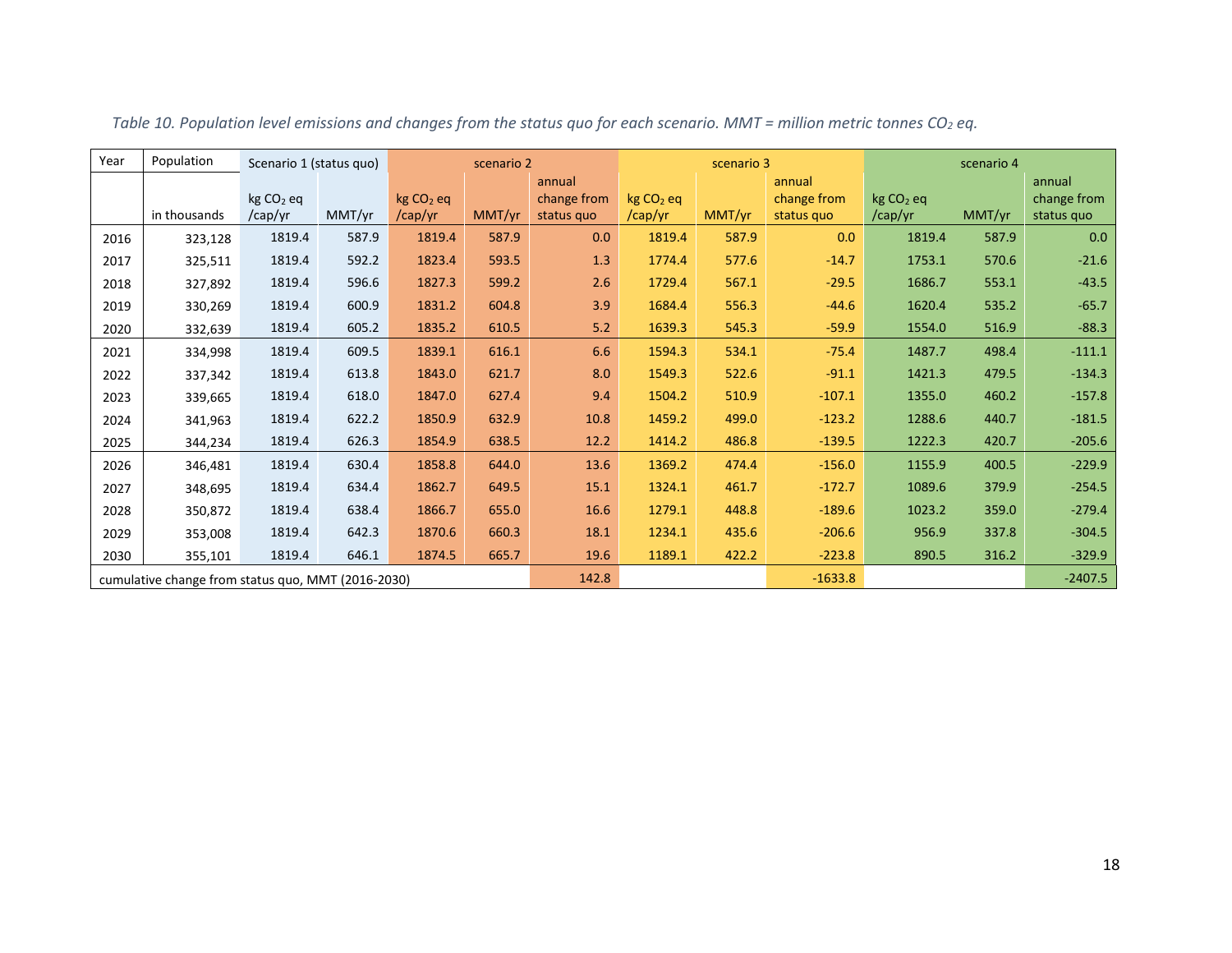*Table 10. Population level emissions and changes from the status quo for each scenario. MMT = million metric tonnes $CO_2$ eq.*

| Year | Population | Scenario 1 (status quo) | | scenario 2 | | | scenario 3 | | | scenario 4 | | |
|---|---|---|---|---|---|---|---|---|---|---|---|---|
| | in thousands | kg $CO_2$ eq /cap/yr | MMT/yr | kg $CO_2$ eq /cap/yr | MMT/yr | annual change from status quo | kg $CO_2$ eq /cap/yr | MMT/yr | annual change from status quo | kg $CO_2$ eq /cap/yr | MMT/yr | annual change from status quo |
| 2016 | 323,128 | 1819.4 | 587.9 | 1819.4 | 587.9 | 0.0 | 1819.4 | 587.9 | 0.0 | 1819.4 | 587.9 | 0.0 |
| 2017 | 325,511 | 1819.4 | 592.2 | 1823.4 | 593.5 | 1.3 | 1774.4 | 577.6 | -14.7 | 1753.1 | 570.6 | -21.6 |
| 2018 | 327,892 | 1819.4 | 596.6 | 1827.3 | 599.2 | 2.6 | 1729.4 | 567.1 | -29.5 | 1686.7 | 553.1 | -43.5 |
| 2019 | 330,269 | 1819.4 | 600.9 | 1831.2 | 604.8 | 3.9 | 1684.4 | 556.3 | -44.6 | 1620.4 | 535.2 | -65.7 |
| 2020 | 332,639 | 1819.4 | 605.2 | 1835.2 | 610.5 | 5.2 | 1639.3 | 545.3 | -59.9 | 1554.0 | 516.9 | -88.3 |
| 2021 | 334,998 | 1819.4 | 609.5 | 1839.1 | 616.1 | 6.6 | 1594.3 | 534.1 | -75.4 | 1487.7 | 498.4 | -111.1 |
| 2022 | 337,342 | 1819.4 | 613.8 | 1843.0 | 621.7 | 8.0 | 1549.3 | 522.6 | -91.1 | 1421.3 | 479.5 | -134.3 |
| 2023 | 339,665 | 1819.4 | 618.0 | 1847.0 | 627.4 | 9.4 | 1504.2 | 510.9 | -107.1 | 1355.0 | 460.2 | -157.8 |
| 2024 | 341,963 | 1819.4 | 622.2 | 1850.9 | 632.9 | 10.8 | 1459.2 | 499.0 | -123.2 | 1288.6 | 440.7 | -181.5 |
| 2025 | 344,234 | 1819.4 | 626.3 | 1854.9 | 638.5 | 12.2 | 1414.2 | 486.8 | -139.5 | 1222.3 | 420.7 | -205.6 |
| 2026 | 346,481 | 1819.4 | 630.4 | 1858.8 | 644.0 | 13.6 | 1369.2 | 474.4 | -156.0 | 1155.9 | 400.5 | -229.9 |
| 2027 | 348,695 | 1819.4 | 634.4 | 1862.7 | 649.5 | 15.1 | 1324.1 | 461.7 | -172.7 | 1089.6 | 379.9 | -254.5 |
| 2028 | 350,872 | 1819.4 | 638.4 | 1866.7 | 655.0 | 16.6 | 1279.1 | 448.8 | -189.6 | 1023.2 | 359.0 | -279.4 |
| 2029 | 353,008 | 1819.4 | 642.3 | 1870.6 | 660.3 | 18.1 | 1234.1 | 435.6 | -206.6 | 956.9 | 337.8 | -304.5 |
| 2030 | 355,101 | 1819.4 | 646.1 | 1874.5 | 665.7 | 19.6 | 1189.1 | 422.2 | -223.8 | 890.5 | 316.2 | -329.9 |
| cumulative change from status quo, MMT (2016-2030) | | | | | | 142.8 | | | -1633.8 | | | -2407.5 |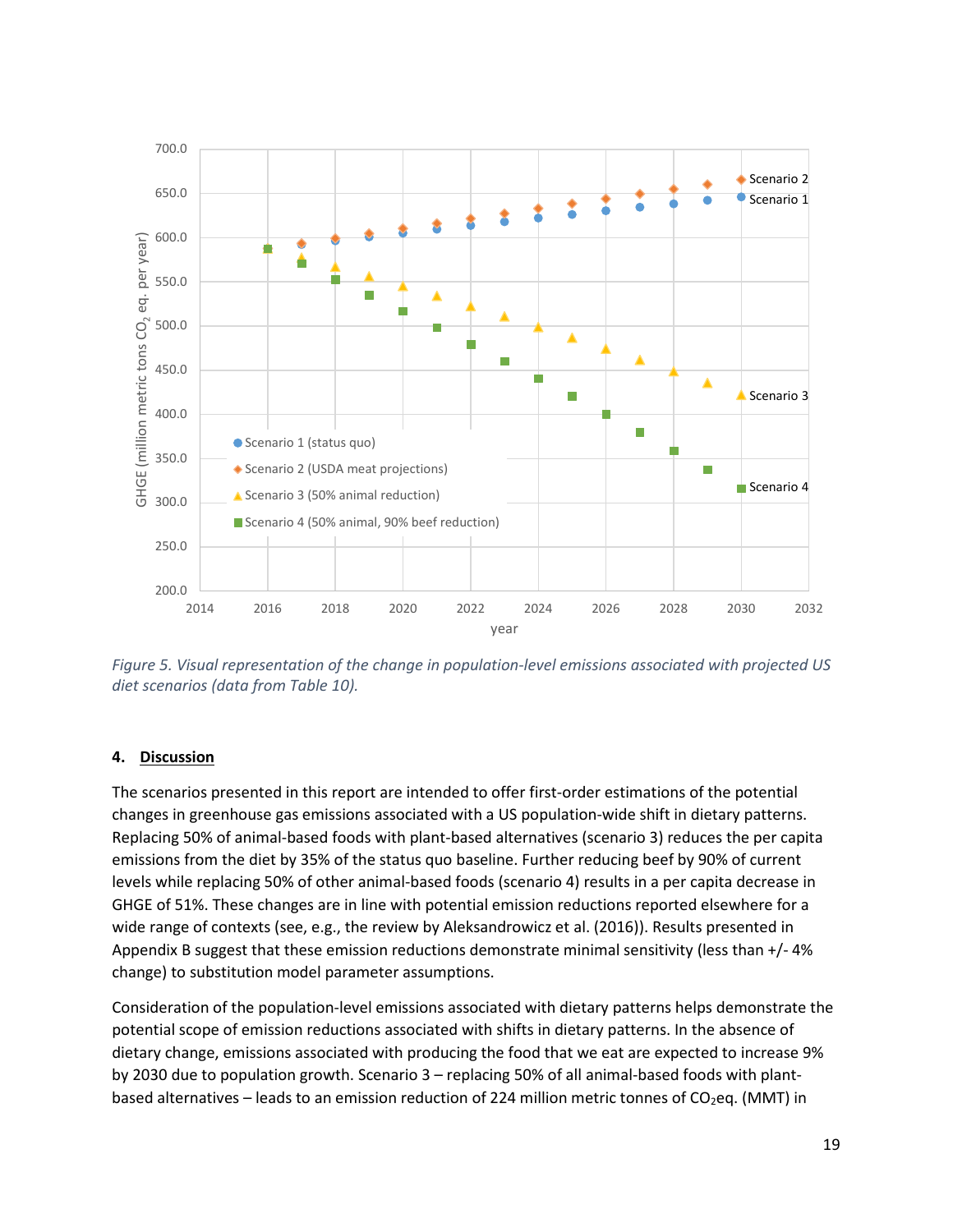*Figure 5. Visual representation of the change in population-level emissions associated with projected US diet scenarios (data from Table 10).*

## 4. Discussion

The scenarios presented in this report are intended to offer first-order estimations of the potential changes in greenhouse gas emissions associated with a US population-wide shift in dietary patterns. Replacing 50% of animal-based foods with plant-based alternatives (scenario 3) reduces the per capita emissions from the diet by 35% of the status quo baseline. Further reducing beef by 90% of current levels while replacing 50% of other animal-based foods (scenario 4) results in a per capita decrease in GHGE of 51%. These changes are in line with potential emission reductions reported elsewhere for a wide range of contexts (see, e.g., the review by Aleksandrowicz et al. (2016)). Results presented in Appendix B suggest that these emission reductions demonstrate minimal sensitivity (less than +/- 4% change) to substitution model parameter assumptions.

Consideration of the population-level emissions associated with dietary patterns helps demonstrate the potential scope of emission reductions associated with shifts in dietary patterns. In the absence of dietary change, emissions associated with producing the food that we eat are expected to increase 9% by 2030 due to population growth. Scenario 3 – replacing 50% of all animal-based foods with plant-based alternatives – leads to an emission reduction of 224 million metric tonnes of $CO_2$eq. (MMT) in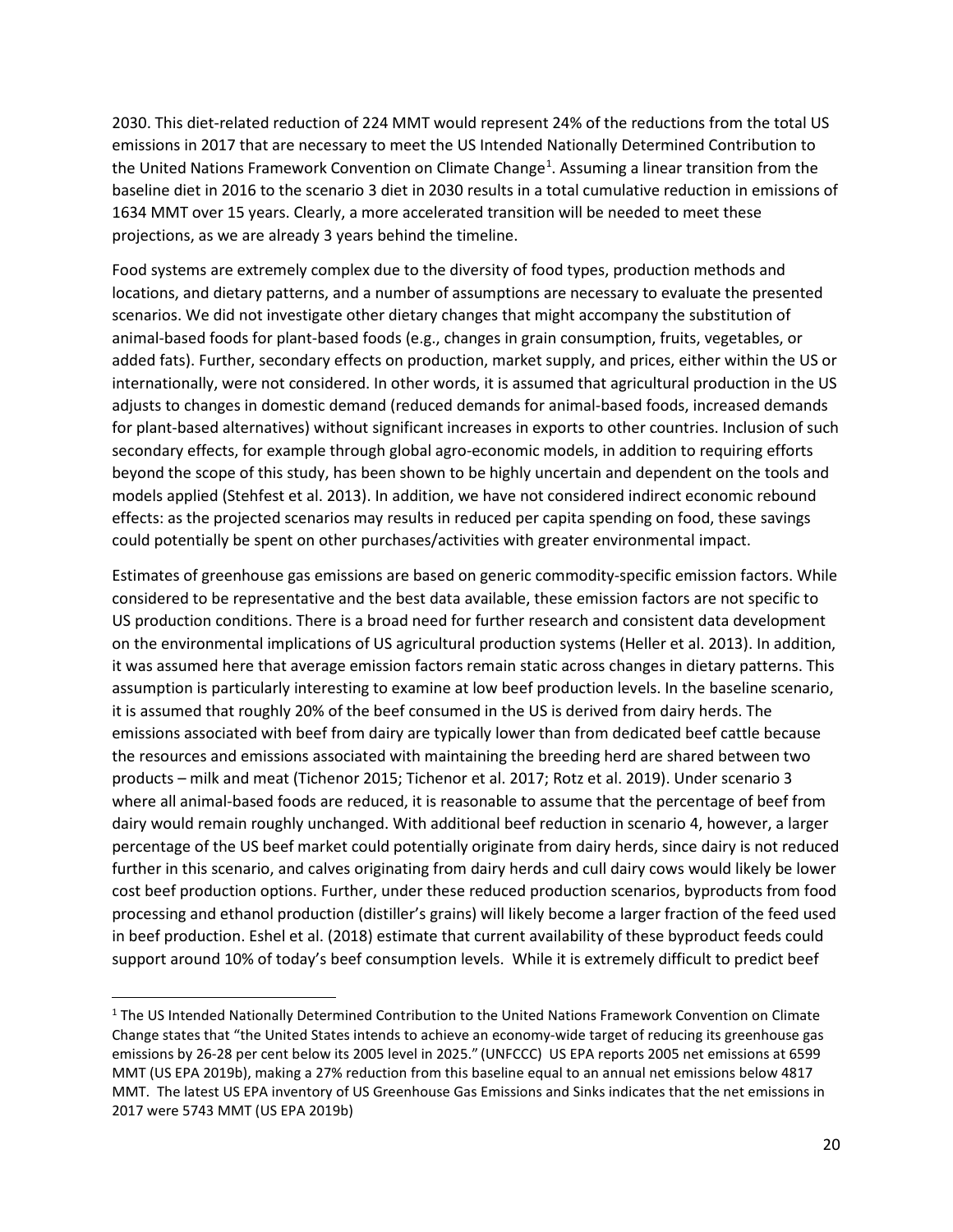2030. This diet-related reduction of 224 MMT would represent 24% of the reductions from the total US emissions in 2017 that are necessary to meet the US Intended Nationally Determined Contribution to the United Nations Framework Convention on Climate Change[1]. Assuming a linear transition from the baseline diet in 2016 to the scenario 3 diet in 2030 results in a total cumulative reduction in emissions of 1634 MMT over 15 years. Clearly, a more accelerated transition will be needed to meet these projections, as we are already 3 years behind the timeline.

Food systems are extremely complex due to the diversity of food types, production methods and locations, and dietary patterns, and a number of assumptions are necessary to evaluate the presented scenarios. We did not investigate other dietary changes that might accompany the substitution of animal-based foods for plant-based foods (e.g., changes in grain consumption, fruits, vegetables, or added fats). Further, secondary effects on production, market supply, and prices, either within the US or internationally, were not considered. In other words, it is assumed that agricultural production in the US adjusts to changes in domestic demand (reduced demands for animal-based foods, increased demands for plant-based alternatives) without significant increases in exports to other countries. Inclusion of such secondary effects, for example through global agro-economic models, in addition to requiring efforts beyond the scope of this study, has been shown to be highly uncertain and dependent on the tools and models applied (Stehfest et al. 2013). In addition, we have not considered indirect economic rebound effects: as the projected scenarios may results in reduced per capita spending on food, these savings could potentially be spent on other purchases/activities with greater environmental impact.

Estimates of greenhouse gas emissions are based on generic commodity-specific emission factors. While considered to be representative and the best data available, these emission factors are not specific to US production conditions. There is a broad need for further research and consistent data development on the environmental implications of US agricultural production systems (Heller et al. 2013). In addition, it was assumed here that average emission factors remain static across changes in dietary patterns. This assumption is particularly interesting to examine at low beef production levels. In the baseline scenario, it is assumed that roughly 20% of the beef consumed in the US is derived from dairy herds. The emissions associated with beef from dairy are typically lower than from dedicated beef cattle because the resources and emissions associated with maintaining the breeding herd are shared between two products – milk and meat (Tichenor 2015; Tichenor et al. 2017; Rotz et al. 2019). Under scenario 3 where all animal-based foods are reduced, it is reasonable to assume that the percentage of beef from dairy would remain roughly unchanged. With additional beef reduction in scenario 4, however, a larger percentage of the US beef market could potentially originate from dairy herds, since dairy is not reduced further in this scenario, and calves originating from dairy herds and cull dairy cows would likely be lower cost beef production options. Further, under these reduced production scenarios, byproducts from food processing and ethanol production (distiller's grains) will likely become a larger fraction of the feed used in beef production. Eshel et al. (2018) estimate that current availability of these byproduct feeds could support around 10% of today's beef consumption levels. While it is extremely difficult to predict beef

[1] The US Intended Nationally Determined Contribution to the United Nations Framework Convention on Climate Change states that "the United States intends to achieve an economy-wide target of reducing its greenhouse gas emissions by 26-28 per cent below its 2005 level in 2025." (UNFCCC) US EPA reports 2005 net emissions at 6599 MMT (US EPA 2019b), making a 27% reduction from this baseline equal to an annual net emissions below 4817 MMT. The latest US EPA inventory of US Greenhouse Gas Emissions and Sinks indicates that the net emissions in 2017 were 5743 MMT (US EPA 2019b)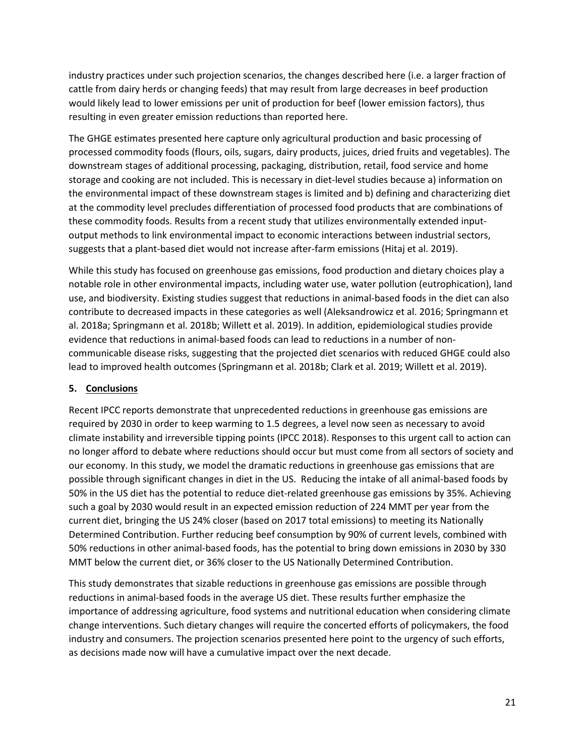industry practices under such projection scenarios, the changes described here (i.e. a larger fraction of cattle from dairy herds or changing feeds) that may result from large decreases in beef production would likely lead to lower emissions per unit of production for beef (lower emission factors), thus resulting in even greater emission reductions than reported here.

The GHGE estimates presented here capture only agricultural production and basic processing of processed commodity foods (flours, oils, sugars, dairy products, juices, dried fruits and vegetables). The downstream stages of additional processing, packaging, distribution, retail, food service and home storage and cooking are not included. This is necessary in diet-level studies because a) information on the environmental impact of these downstream stages is limited and b) defining and characterizing diet at the commodity level precludes differentiation of processed food products that are combinations of these commodity foods. Results from a recent study that utilizes environmentally extended input-output methods to link environmental impact to economic interactions between industrial sectors, suggests that a plant-based diet would not increase after-farm emissions (Hitaj et al. 2019).

While this study has focused on greenhouse gas emissions, food production and dietary choices play a notable role in other environmental impacts, including water use, water pollution (eutrophication), land use, and biodiversity. Existing studies suggest that reductions in animal-based foods in the diet can also contribute to decreased impacts in these categories as well (Aleksandrowicz et al. 2016; Springmann et al. 2018a; Springmann et al. 2018b; Willett et al. 2019). In addition, epidemiological studies provide evidence that reductions in animal-based foods can lead to reductions in a number of non-communicable disease risks, suggesting that the projected diet scenarios with reduced GHGE could also lead to improved health outcomes (Springmann et al. 2018b; Clark et al. 2019; Willett et al. 2019).

## 5. Conclusions

Recent IPCC reports demonstrate that unprecedented reductions in greenhouse gas emissions are required by 2030 in order to keep warming to 1.5 degrees, a level now seen as necessary to avoid climate instability and irreversible tipping points (IPCC 2018). Responses to this urgent call to action can no longer afford to debate where reductions should occur but must come from all sectors of society and our economy. In this study, we model the dramatic reductions in greenhouse gas emissions that are possible through significant changes in diet in the US. Reducing the intake of all animal-based foods by 50% in the US diet has the potential to reduce diet-related greenhouse gas emissions by 35%. Achieving such a goal by 2030 would result in an expected emission reduction of 224 MMT per year from the current diet, bringing the US 24% closer (based on 2017 total emissions) to meeting its Nationally Determined Contribution. Further reducing beef consumption by 90% of current levels, combined with 50% reductions in other animal-based foods, has the potential to bring down emissions in 2030 by 330 MMT below the current diet, or 36% closer to the US Nationally Determined Contribution.

This study demonstrates that sizable reductions in greenhouse gas emissions are possible through reductions in animal-based foods in the average US diet. These results further emphasize the importance of addressing agriculture, food systems and nutritional education when considering climate change interventions. Such dietary changes will require the concerted efforts of policymakers, the food industry and consumers. The projection scenarios presented here point to the urgency of such efforts, as decisions made now will have a cumulative impact over the next decade.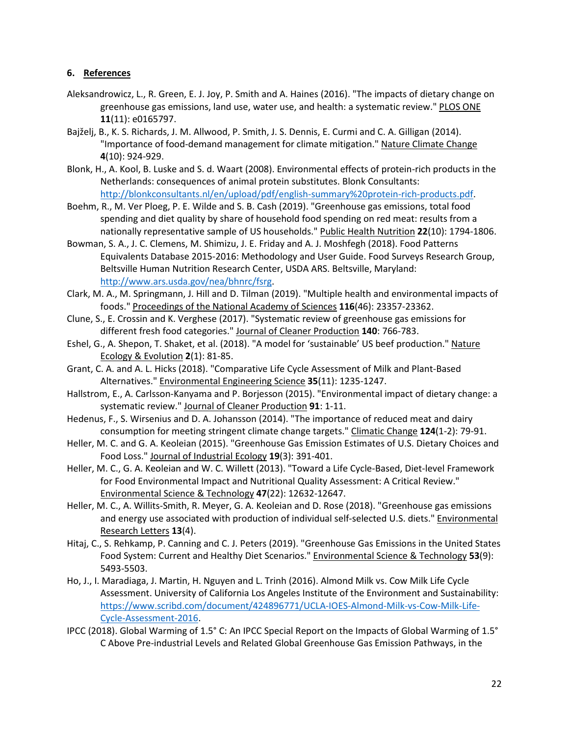## 6. References

Aleksandrowicz, L., R. Green, E. J. Joy, P. Smith and A. Haines (2016). "The impacts of dietary change on greenhouse gas emissions, land use, water use, and health: a systematic review." PLOS ONE **11**(11): e0165797.

Bajželj, B., K. S. Richards, J. M. Allwood, P. Smith, J. S. Dennis, E. Curmi and C. A. Gilligan (2014). "Importance of food-demand management for climate mitigation." Nature Climate Change **4**(10): 924-929.

Blonk, H., A. Kool, B. Luske and S. d. Waart (2008). Environmental effects of protein-rich products in the Netherlands: consequences of animal protein substitutes. Blonk Consultants: http://blonkconsultants.nl/en/upload/pdf/english-summary%20protein-rich-products.pdf.

Boehm, R., M. Ver Ploeg, P. E. Wilde and S. B. Cash (2019). "Greenhouse gas emissions, total food spending and diet quality by share of household food spending on red meat: results from a nationally representative sample of US households." Public Health Nutrition **22**(10): 1794-1806.

Bowman, S. A., J. C. Clemens, M. Shimizu, J. E. Friday and A. J. Moshfegh (2018). Food Patterns Equivalents Database 2015-2016: Methodology and User Guide. Food Surveys Research Group, Beltsville Human Nutrition Research Center, USDA ARS. Beltsville, Maryland: http://www.ars.usda.gov/nea/bhnrc/fsrg.

Clark, M. A., M. Springmann, J. Hill and D. Tilman (2019). "Multiple health and environmental impacts of foods." Proceedings of the National Academy of Sciences **116**(46): 23357-23362.

Clune, S., E. Crossin and K. Verghese (2017). "Systematic review of greenhouse gas emissions for different fresh food categories." Journal of Cleaner Production **140**: 766-783.

Eshel, G., A. Shepon, T. Shaket, et al. (2018). "A model for 'sustainable' US beef production." Nature Ecology & Evolution **2**(1): 81-85.

Grant, C. A. and A. L. Hicks (2018). "Comparative Life Cycle Assessment of Milk and Plant-Based Alternatives." Environmental Engineering Science **35**(11): 1235-1247.

Hallstrom, E., A. Carlsson-Kanyama and P. Borjesson (2015). "Environmental impact of dietary change: a systematic review." Journal of Cleaner Production **91**: 1-11.

Hedenus, F., S. Wirsenius and D. A. Johansson (2014). "The importance of reduced meat and dairy consumption for meeting stringent climate change targets." Climatic Change **124**(1-2): 79-91.

Heller, M. C. and G. A. Keoleian (2015). "Greenhouse Gas Emission Estimates of U.S. Dietary Choices and Food Loss." Journal of Industrial Ecology **19**(3): 391-401.

Heller, M. C., G. A. Keoleian and W. C. Willett (2013). "Toward a Life Cycle-Based, Diet-level Framework for Food Environmental Impact and Nutritional Quality Assessment: A Critical Review." Environmental Science & Technology **47**(22): 12632-12647.

Heller, M. C., A. Willits-Smith, R. Meyer, G. A. Keoleian and D. Rose (2018). "Greenhouse gas emissions and energy use associated with production of individual self-selected U.S. diets." Environmental Research Letters **13**(4).

Hitaj, C., S. Rehkamp, P. Canning and C. J. Peters (2019). "Greenhouse Gas Emissions in the United States Food System: Current and Healthy Diet Scenarios." Environmental Science & Technology **53**(9): 5493-5503.

Ho, J., I. Maradiaga, J. Martin, H. Nguyen and L. Trinh (2016). Almond Milk vs. Cow Milk Life Cycle Assessment. University of California Los Angeles Institute of the Environment and Sustainability: https://www.scribd.com/document/424896771/UCLA-IOES-Almond-Milk-vs-Cow-Milk-Life-Cycle-Assessment-2016.

IPCC (2018). Global Warming of 1.5° C: An IPCC Special Report on the Impacts of Global Warming of 1.5° C Above Pre-industrial Levels and Related Global Greenhouse Gas Emission Pathways, in the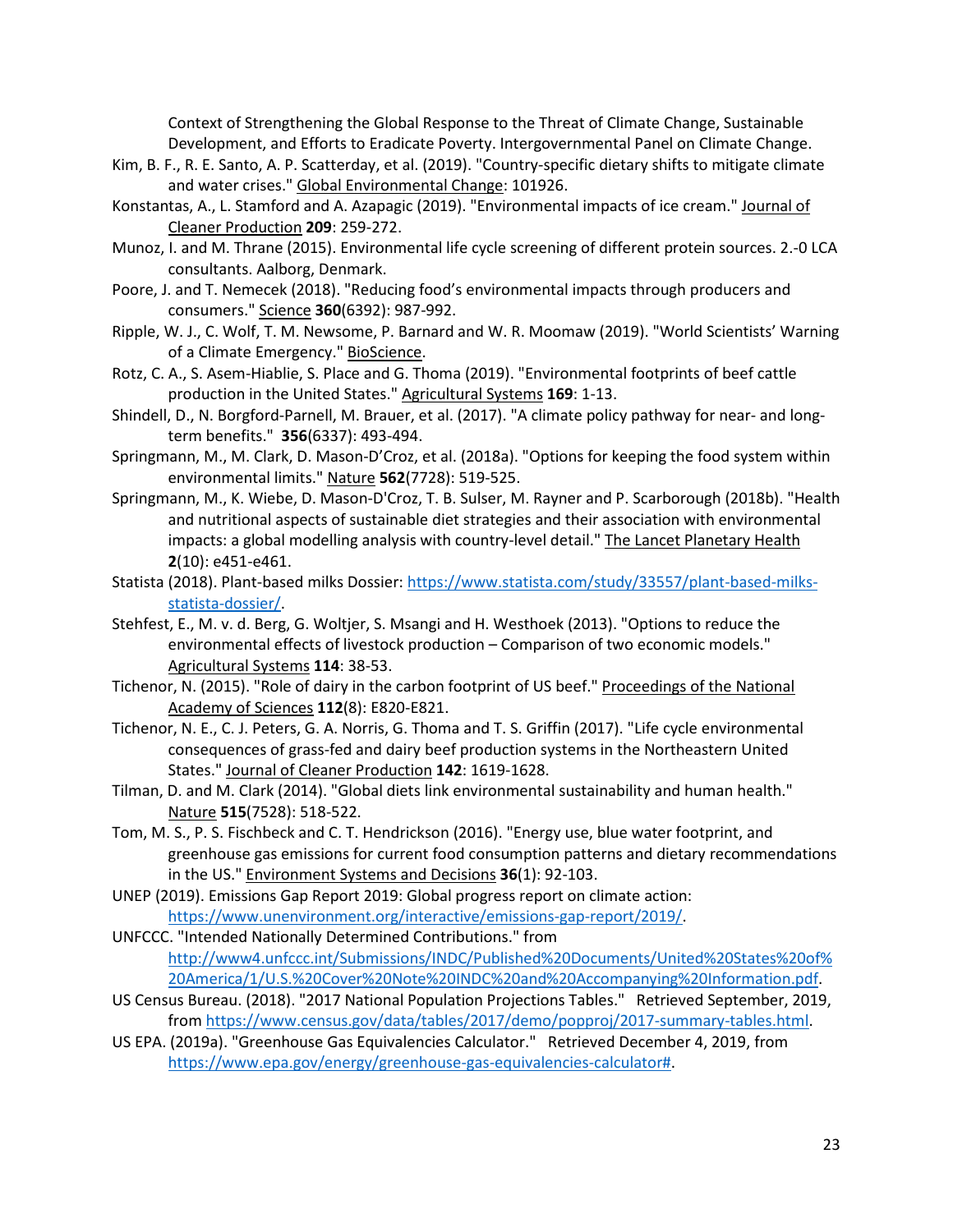Context of Strengthening the Global Response to the Threat of Climate Change, Sustainable Development, and Efforts to Eradicate Poverty. Intergovernmental Panel on Climate Change.

Kim, B. F., R. E. Santo, A. P. Scatterday, et al. (2019). "Country-specific dietary shifts to mitigate climate and water crises." Global Environmental Change: 101926.

Konstantas, A., L. Stamford and A. Azapagic (2019). "Environmental impacts of ice cream." Journal of Cleaner Production **209**: 259-272.

Munoz, I. and M. Thrane (2015). Environmental life cycle screening of different protein sources. 2.-0 LCA consultants. Aalborg, Denmark.

Poore, J. and T. Nemecek (2018). "Reducing food's environmental impacts through producers and consumers." Science **360**(6392): 987-992.

Ripple, W. J., C. Wolf, T. M. Newsome, P. Barnard and W. R. Moomaw (2019). "World Scientists' Warning of a Climate Emergency." BioScience.

Rotz, C. A., S. Asem-Hiablie, S. Place and G. Thoma (2019). "Environmental footprints of beef cattle production in the United States." Agricultural Systems **169**: 1-13.

Shindell, D., N. Borgford-Parnell, M. Brauer, et al. (2017). "A climate policy pathway for near- and long-term benefits." **356**(6337): 493-494.

Springmann, M., M. Clark, D. Mason-D'Croz, et al. (2018a). "Options for keeping the food system within environmental limits." Nature **562**(7728): 519-525.

Springmann, M., K. Wiebe, D. Mason-D'Croz, T. B. Sulser, M. Rayner and P. Scarborough (2018b). "Health and nutritional aspects of sustainable diet strategies and their association with environmental impacts: a global modelling analysis with country-level detail." The Lancet Planetary Health **2**(10): e451-e461.

Statista (2018). Plant-based milks Dossier: https://www.statista.com/study/33557/plant-based-milks-statista-dossier/.

Stehfest, E., M. v. d. Berg, G. Woltjer, S. Msangi and H. Westhoek (2013). "Options to reduce the environmental effects of livestock production – Comparison of two economic models." Agricultural Systems **114**: 38-53.

Tichenor, N. (2015). "Role of dairy in the carbon footprint of US beef." Proceedings of the National Academy of Sciences **112**(8): E820-E821.

Tichenor, N. E., C. J. Peters, G. A. Norris, G. Thoma and T. S. Griffin (2017). "Life cycle environmental consequences of grass-fed and dairy beef production systems in the Northeastern United States." Journal of Cleaner Production **142**: 1619-1628.

Tilman, D. and M. Clark (2014). "Global diets link environmental sustainability and human health." Nature **515**(7528): 518-522.

Tom, M. S., P. S. Fischbeck and C. T. Hendrickson (2016). "Energy use, blue water footprint, and greenhouse gas emissions for current food consumption patterns and dietary recommendations in the US." Environment Systems and Decisions **36**(1): 92-103.

UNEP (2019). Emissions Gap Report 2019: Global progress report on climate action: https://www.unenvironment.org/interactive/emissions-gap-report/2019/.

UNFCCC. "Intended Nationally Determined Contributions." from http://www4.unfccc.int/Submissions/INDC/Published%20Documents/United%20States%20of%20America/1/U.S.%20Cover%20Note%20INDC%20and%20Accompanying%20Information.pdf.

US Census Bureau. (2018). "2017 National Population Projections Tables." Retrieved September, 2019, from https://www.census.gov/data/tables/2017/demo/popproj/2017-summary-tables.html.

US EPA. (2019a). "Greenhouse Gas Equivalencies Calculator." Retrieved December 4, 2019, from https://www.epa.gov/energy/greenhouse-gas-equivalencies-calculator#.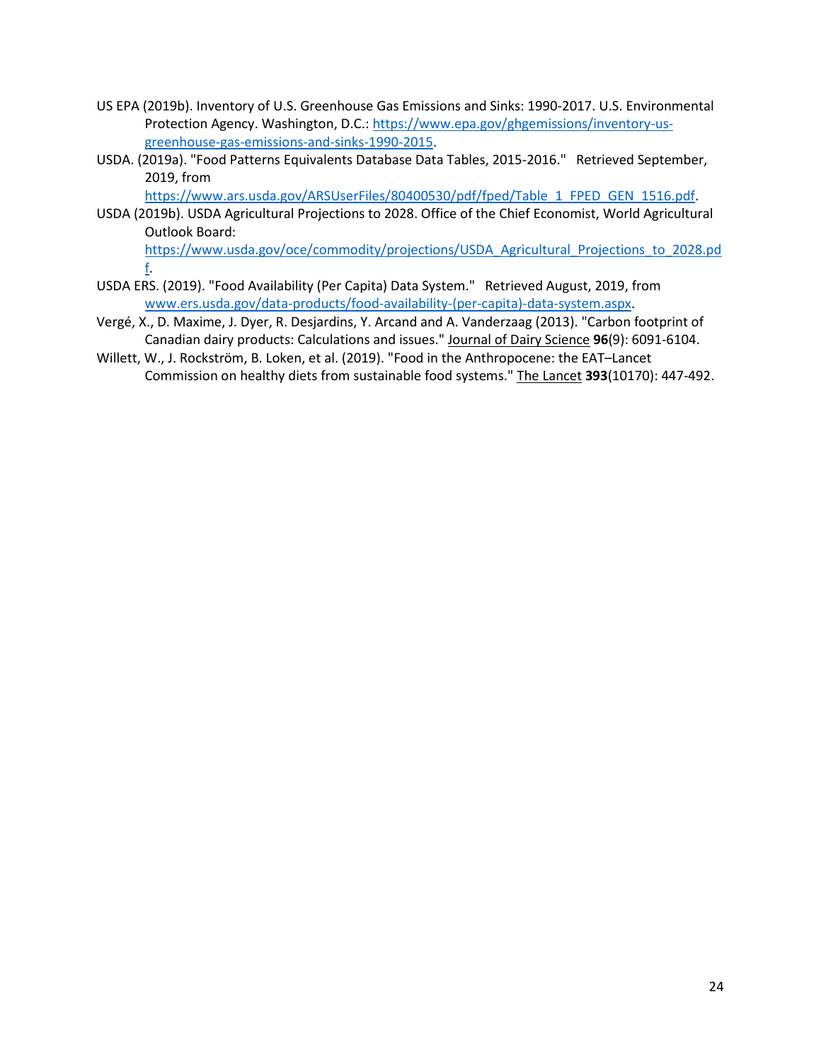US EPA (2019b). Inventory of U.S. Greenhouse Gas Emissions and Sinks: 1990-2017. U.S. Environmental Protection Agency. Washington, D.C.: https://www.epa.gov/ghgemissions/inventory-us-greenhouse-gas-emissions-and-sinks-1990-2015.

USDA. (2019a). "Food Patterns Equivalents Database Data Tables, 2015-2016." Retrieved September, 2019, from https://www.ars.usda.gov/ARSUserFiles/80400530/pdf/fped/Table_1_FPED_GEN_1516.pdf.

USDA (2019b). USDA Agricultural Projections to 2028. Office of the Chief Economist, World Agricultural Outlook Board: https://www.usda.gov/oce/commodity/projections/USDA_Agricultural_Projections_to_2028.pdf.

USDA ERS. (2019). "Food Availability (Per Capita) Data System." Retrieved August, 2019, from www.ers.usda.gov/data-products/food-availability-(per-capita)-data-system.aspx.

Vergé, X., D. Maxime, J. Dyer, R. Desjardins, Y. Arcand and A. Vanderzaag (2013). "Carbon footprint of Canadian dairy products: Calculations and issues." Journal of Dairy Science **96**(9): 6091-6104.

Willett, W., J. Rockström, B. Loken, et al. (2019). "Food in the Anthropocene: the EAT–Lancet Commission on healthy diets from sustainable food systems." The Lancet **393**(10170): 447-492.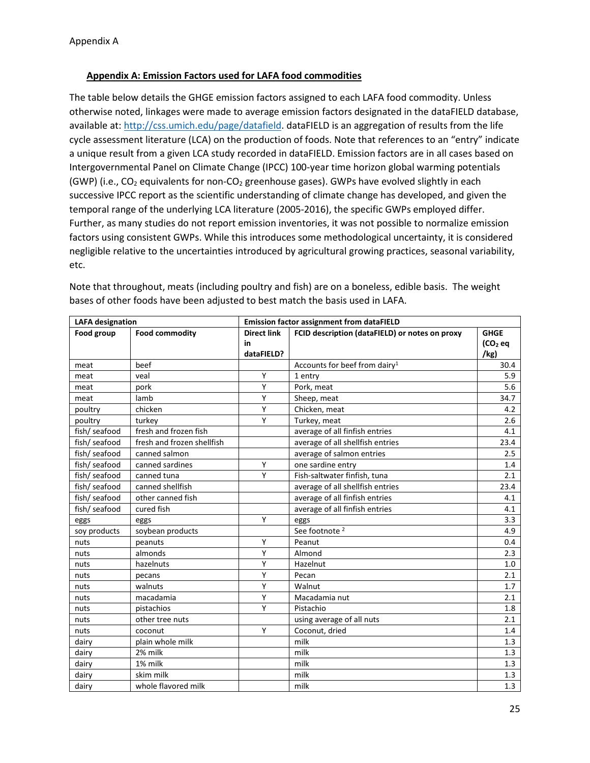Appendix A

## Appendix A: Emission Factors used for LAFA food commodities

The table below details the GHGE emission factors assigned to each LAFA food commodity. Unless otherwise noted, linkages were made to average emission factors designated in the dataFIELD database, available at: http://css.umich.edu/page/datafield. dataFIELD is an aggregation of results from the life cycle assessment literature (LCA) on the production of foods. Note that references to an "entry" indicate a unique result from a given LCA study recorded in dataFIELD. Emission factors are in all cases based on Intergovernmental Panel on Climate Change (IPCC) 100-year time horizon global warming potentials (GWP) (i.e., $CO_2$ equivalents for non-$CO_2$ greenhouse gases). GWPs have evolved slightly in each successive IPCC report as the scientific understanding of climate change has developed, and given the temporal range of the underlying LCA literature (2005-2016), the specific GWPs employed differ. Further, as many studies do not report emission inventories, it was not possible to normalize emission factors using consistent GWPs. While this introduces some methodological uncertainty, it is considered negligible relative to the uncertainties introduced by agricultural growing practices, seasonal variability, etc.

Note that throughout, meats (including poultry and fish) are on a boneless, edible basis. The weight bases of other foods have been adjusted to best match the basis used in LAFA.

| LAFA designation | | Emission factor assignment from dataFIELD | | |
|---|---|---|---|---|
| Food group | Food commodity | Direct link in dataFIELD? | FCID description (dataFIELD) or notes on proxy | GHGE ($CO_2$ eq /kg) |
| meat | beef | | Accounts for beef from dairy[1] | 30.4 |
| meat | veal | Y | 1 entry | 5.9 |
| meat | pork | Y | Pork, meat | 5.6 |
| meat | lamb | Y | Sheep, meat | 34.7 |
| poultry | chicken | Y | Chicken, meat | 4.2 |
| poultry | turkey | Y | Turkey, meat | 2.6 |
| fish/ seafood | fresh and frozen fish | | average of all finfish entries | 4.1 |
| fish/ seafood | fresh and frozen shellfish | | average of all shellfish entries | 23.4 |
| fish/ seafood | canned salmon | | average of salmon entries | 2.5 |
| fish/ seafood | canned sardines | Y | one sardine entry | 1.4 |
| fish/ seafood | canned tuna | Y | Fish-saltwater finfish, tuna | 2.1 |
| fish/ seafood | canned shellfish | | average of all shellfish entries | 23.4 |
| fish/ seafood | other canned fish | | average of all finfish entries | 4.1 |
| fish/ seafood | cured fish | | average of all finfish entries | 4.1 |
| eggs | eggs | Y | eggs | 3.3 |
| soy products | soybean products | | See footnote [2] | 4.9 |
| nuts | peanuts | Y | Peanut | 0.4 |
| nuts | almonds | Y | Almond | 2.3 |
| nuts | hazelnuts | Y | Hazelnut | 1.0 |
| nuts | pecans | Y | Pecan | 2.1 |
| nuts | walnuts | Y | Walnut | 1.7 |
| nuts | macadamia | Y | Macadamia nut | 2.1 |
| nuts | pistachios | Y | Pistachio | 1.8 |
| nuts | other tree nuts | | using average of all nuts | 2.1 |
| nuts | coconut | Y | Coconut, dried | 1.4 |
| dairy | plain whole milk | | milk | 1.3 |
| dairy | 2% milk | | milk | 1.3 |
| dairy | 1% milk | | milk | 1.3 |
| dairy | skim milk | | milk | 1.3 |
| dairy | whole flavored milk | | milk | 1.3 |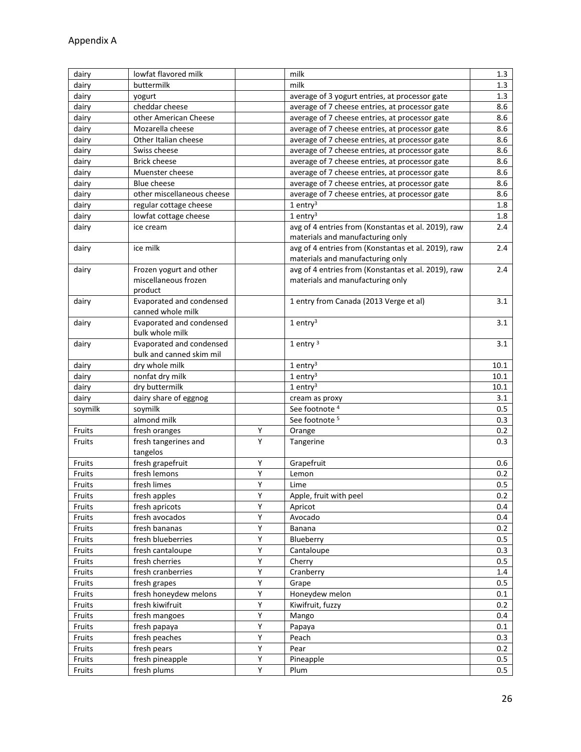Appendix A

| | | | | |
|---|---|---|---|---|
| dairy | lowfat flavored milk | | milk | 1.3 |
| dairy | buttermilk | | milk | 1.3 |
| dairy | yogurt | | average of 3 yogurt entries, at processor gate | 1.3 |
| dairy | cheddar cheese | | average of 7 cheese entries, at processor gate | 8.6 |
| dairy | other American Cheese | | average of 7 cheese entries, at processor gate | 8.6 |
| dairy | Mozarella cheese | | average of 7 cheese entries, at processor gate | 8.6 |
| dairy | Other Italian cheese | | average of 7 cheese entries, at processor gate | 8.6 |
| dairy | Swiss cheese | | average of 7 cheese entries, at processor gate | 8.6 |
| dairy | Brick cheese | | average of 7 cheese entries, at processor gate | 8.6 |
| dairy | Muenster cheese | | average of 7 cheese entries, at processor gate | 8.6 |
| dairy | Blue cheese | | average of 7 cheese entries, at processor gate | 8.6 |
| dairy | other miscellaneous cheese | | average of 7 cheese entries, at processor gate | 8.6 |
| dairy | regular cottage cheese | | 1 entry[3] | 1.8 |
| dairy | lowfat cottage cheese | | 1 entry[3] | 1.8 |
| dairy | ice cream | | avg of 4 entries from (Konstantas et al. 2019), raw materials and manufacturing only | 2.4 |
| dairy | ice milk | | avg of 4 entries from (Konstantas et al. 2019), raw materials and manufacturing only | 2.4 |
| dairy | Frozen yogurt and other miscellaneous frozen product | | avg of 4 entries from (Konstantas et al. 2019), raw materials and manufacturing only | 2.4 |
| dairy | Evaporated and condensed canned whole milk | | 1 entry from Canada (2013 Verge et al) | 3.1 |
| dairy | Evaporated and condensed bulk whole milk | | 1 entry[3] | 3.1 |
| dairy | Evaporated and condensed bulk and canned skim mil | | 1 entry [3] | 3.1 |
| dairy | dry whole milk | | 1 entry[3] | 10.1 |
| dairy | nonfat dry milk | | 1 entry[3] | 10.1 |
| dairy | dry buttermilk | | 1 entry[3] | 10.1 |
| dairy | dairy share of eggnog | | cream as proxy | 3.1 |
| soymilk | soymilk | | See footnote [4] | 0.5 |
| | almond milk | | See footnote [5] | 0.3 |
| Fruits | fresh oranges | Y | Orange | 0.2 |
| Fruits | fresh tangerines and tangelos | Y | Tangerine | 0.3 |
| Fruits | fresh grapefruit | Y | Grapefruit | 0.6 |
| Fruits | fresh lemons | Y | Lemon | 0.2 |
| Fruits | fresh limes | Y | Lime | 0.5 |
| Fruits | fresh apples | Y | Apple, fruit with peel | 0.2 |
| Fruits | fresh apricots | Y | Apricot | 0.4 |
| Fruits | fresh avocados | Y | Avocado | 0.4 |
| Fruits | fresh bananas | Y | Banana | 0.2 |
| Fruits | fresh blueberries | Y | Blueberry | 0.5 |
| Fruits | fresh cantaloupe | Y | Cantaloupe | 0.3 |
| Fruits | fresh cherries | Y | Cherry | 0.5 |
| Fruits | fresh cranberries | Y | Cranberry | 1.4 |
| Fruits | fresh grapes | Y | Grape | 0.5 |
| Fruits | fresh honeydew melons | Y | Honeydew melon | 0.1 |
| Fruits | fresh kiwifruit | Y | Kiwifruit, fuzzy | 0.2 |
| Fruits | fresh mangoes | Y | Mango | 0.4 |
| Fruits | fresh papaya | Y | Papaya | 0.1 |
| Fruits | fresh peaches | Y | Peach | 0.3 |
| Fruits | fresh pears | Y | Pear | 0.2 |
| Fruits | fresh pineapple | Y | Pineapple | 0.5 |
| Fruits | fresh plums | Y | Plum | 0.5 |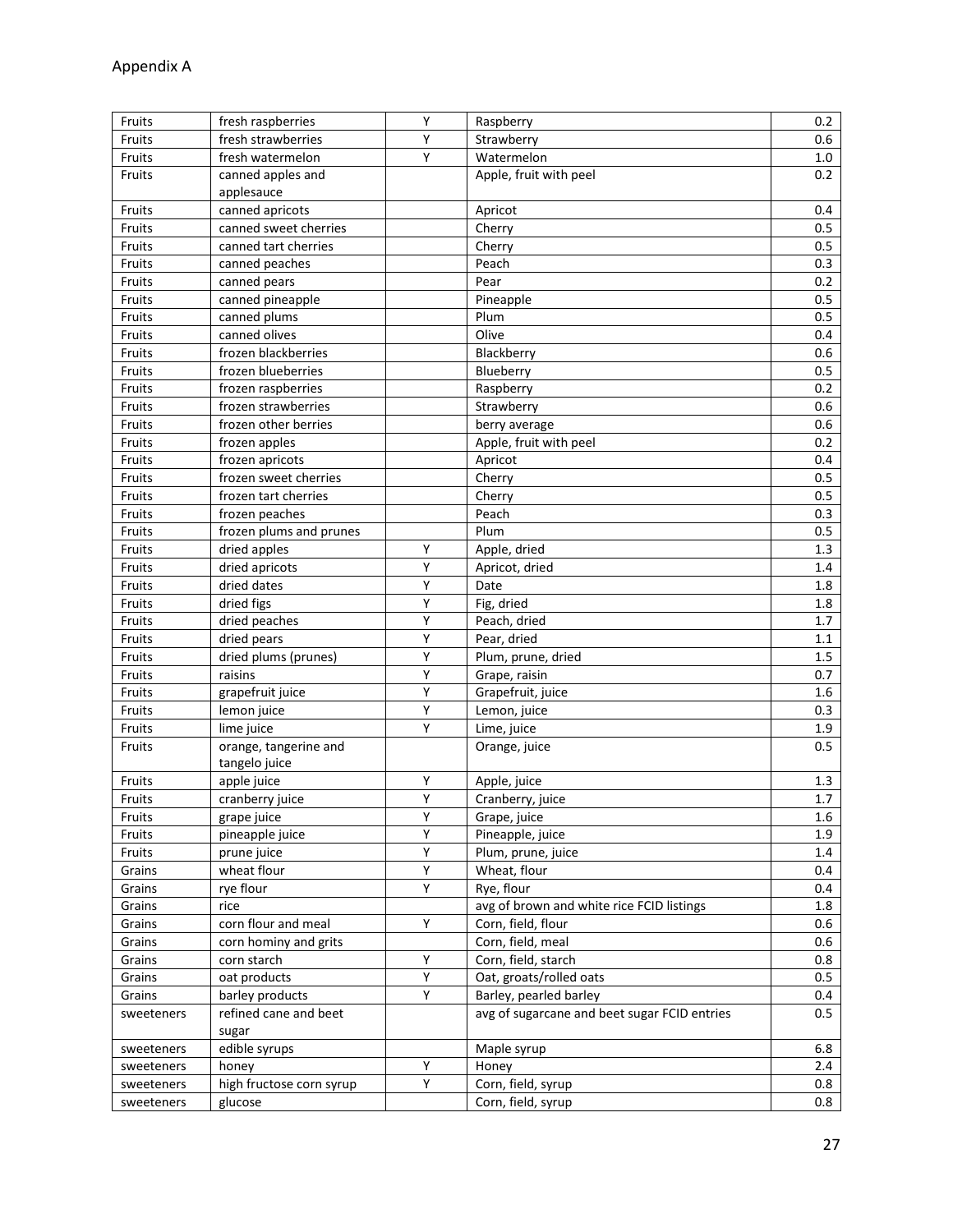## Appendix A

| | | | | |
|---|---|---|---|---|
| Fruits | fresh raspberries | Y | Raspberry | 0.2 |
| Fruits | fresh strawberries | Y | Strawberry | 0.6 |
| Fruits | fresh watermelon | Y | Watermelon | 1.0 |
| Fruits | canned apples and applesauce | | Apple, fruit with peel | 0.2 |
| Fruits | canned apricots | | Apricot | 0.4 |
| Fruits | canned sweet cherries | | Cherry | 0.5 |
| Fruits | canned tart cherries | | Cherry | 0.5 |
| Fruits | canned peaches | | Peach | 0.3 |
| Fruits | canned pears | | Pear | 0.2 |
| Fruits | canned pineapple | | Pineapple | 0.5 |
| Fruits | canned plums | | Plum | 0.5 |
| Fruits | canned olives | | Olive | 0.4 |
| Fruits | frozen blackberries | | Blackberry | 0.6 |
| Fruits | frozen blueberries | | Blueberry | 0.5 |
| Fruits | frozen raspberries | | Raspberry | 0.2 |
| Fruits | frozen strawberries | | Strawberry | 0.6 |
| Fruits | frozen other berries | | berry average | 0.6 |
| Fruits | frozen apples | | Apple, fruit with peel | 0.2 |
| Fruits | frozen apricots | | Apricot | 0.4 |
| Fruits | frozen sweet cherries | | Cherry | 0.5 |
| Fruits | frozen tart cherries | | Cherry | 0.5 |
| Fruits | frozen peaches | | Peach | 0.3 |
| Fruits | frozen plums and prunes | | Plum | 0.5 |
| Fruits | dried apples | Y | Apple, dried | 1.3 |
| Fruits | dried apricots | Y | Apricot, dried | 1.4 |
| Fruits | dried dates | Y | Date | 1.8 |
| Fruits | dried figs | Y | Fig, dried | 1.8 |
| Fruits | dried peaches | Y | Peach, dried | 1.7 |
| Fruits | dried pears | Y | Pear, dried | 1.1 |
| Fruits | dried plums (prunes) | Y | Plum, prune, dried | 1.5 |
| Fruits | raisins | Y | Grape, raisin | 0.7 |
| Fruits | grapefruit juice | Y | Grapefruit, juice | 1.6 |
| Fruits | lemon juice | Y | Lemon, juice | 0.3 |
| Fruits | lime juice | Y | Lime, juice | 1.9 |
| Fruits | orange, tangerine and tangelo juice | | Orange, juice | 0.5 |
| Fruits | apple juice | Y | Apple, juice | 1.3 |
| Fruits | cranberry juice | Y | Cranberry, juice | 1.7 |
| Fruits | grape juice | Y | Grape, juice | 1.6 |
| Fruits | pineapple juice | Y | Pineapple, juice | 1.9 |
| Fruits | prune juice | Y | Plum, prune, juice | 1.4 |
| Grains | wheat flour | Y | Wheat, flour | 0.4 |
| Grains | rye flour | Y | Rye, flour | 0.4 |
| Grains | rice | | avg of brown and white rice FCID listings | 1.8 |
| Grains | corn flour and meal | Y | Corn, field, flour | 0.6 |
| Grains | corn hominy and grits | | Corn, field, meal | 0.6 |
| Grains | corn starch | Y | Corn, field, starch | 0.8 |
| Grains | oat products | Y | Oat, groats/rolled oats | 0.5 |
| Grains | barley products | Y | Barley, pearled barley | 0.4 |
| sweeteners | refined cane and beet sugar | | avg of sugarcane and beet sugar FCID entries | 0.5 |
| sweeteners | edible syrups | | Maple syrup | 6.8 |
| sweeteners | honey | Y | Honey | 2.4 |
| sweeteners | high fructose corn syrup | Y | Corn, field, syrup | 0.8 |
| sweeteners | glucose | | Corn, field, syrup | 0.8 |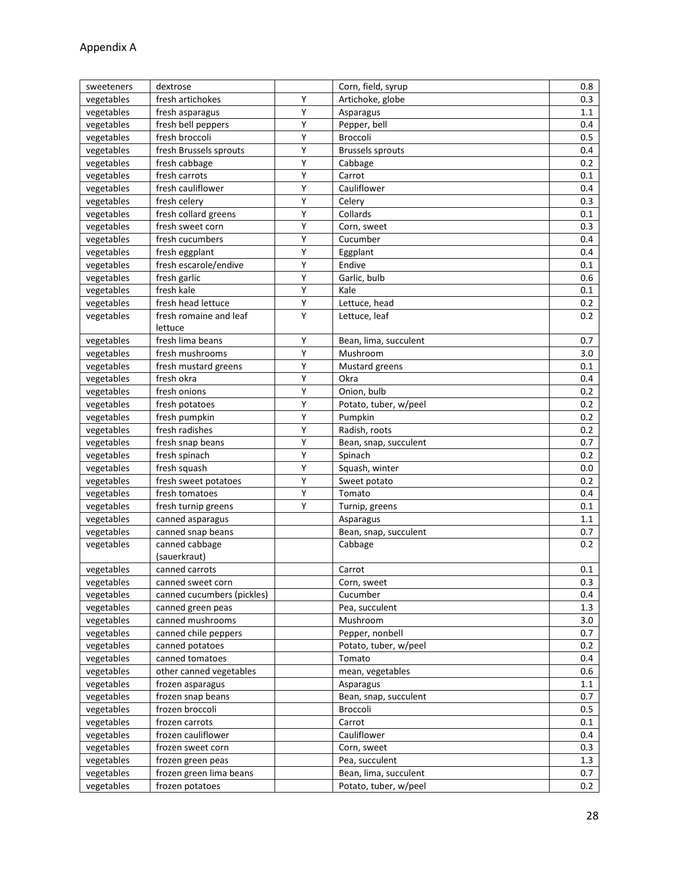Appendix A

| | | | | |
|---|---|---|---|---|
| sweeteners | dextrose | | Corn, field, syrup | 0.8 |
| vegetables | fresh artichokes | Y | Artichoke, globe | 0.3 |
| vegetables | fresh asparagus | Y | Asparagus | 1.1 |
| vegetables | fresh bell peppers | Y | Pepper, bell | 0.4 |
| vegetables | fresh broccoli | Y | Broccoli | 0.5 |
| vegetables | fresh Brussels sprouts | Y | Brussels sprouts | 0.4 |
| vegetables | fresh cabbage | Y | Cabbage | 0.2 |
| vegetables | fresh carrots | Y | Carrot | 0.1 |
| vegetables | fresh cauliflower | Y | Cauliflower | 0.4 |
| vegetables | fresh celery | Y | Celery | 0.3 |
| vegetables | fresh collard greens | Y | Collards | 0.1 |
| vegetables | fresh sweet corn | Y | Corn, sweet | 0.3 |
| vegetables | fresh cucumbers | Y | Cucumber | 0.4 |
| vegetables | fresh eggplant | Y | Eggplant | 0.4 |
| vegetables | fresh escarole/endive | Y | Endive | 0.1 |
| vegetables | fresh garlic | Y | Garlic, bulb | 0.6 |
| vegetables | fresh kale | Y | Kale | 0.1 |
| vegetables | fresh head lettuce | Y | Lettuce, head | 0.2 |
| vegetables | fresh romaine and leaf lettuce | Y | Lettuce, leaf | 0.2 |
| vegetables | fresh lima beans | Y | Bean, lima, succulent | 0.7 |
| vegetables | fresh mushrooms | Y | Mushroom | 3.0 |
| vegetables | fresh mustard greens | Y | Mustard greens | 0.1 |
| vegetables | fresh okra | Y | Okra | 0.4 |
| vegetables | fresh onions | Y | Onion, bulb | 0.2 |
| vegetables | fresh potatoes | Y | Potato, tuber, w/peel | 0.2 |
| vegetables | fresh pumpkin | Y | Pumpkin | 0.2 |
| vegetables | fresh radishes | Y | Radish, roots | 0.2 |
| vegetables | fresh snap beans | Y | Bean, snap, succulent | 0.7 |
| vegetables | fresh spinach | Y | Spinach | 0.2 |
| vegetables | fresh squash | Y | Squash, winter | 0.0 |
| vegetables | fresh sweet potatoes | Y | Sweet potato | 0.2 |
| vegetables | fresh tomatoes | Y | Tomato | 0.4 |
| vegetables | fresh turnip greens | Y | Turnip, greens | 0.1 |
| vegetables | canned asparagus | | Asparagus | 1.1 |
| vegetables | canned snap beans | | Bean, snap, succulent | 0.7 |
| vegetables | canned cabbage (sauerkraut) | | Cabbage | 0.2 |
| vegetables | canned carrots | | Carrot | 0.1 |
| vegetables | canned sweet corn | | Corn, sweet | 0.3 |
| vegetables | canned cucumbers (pickles) | | Cucumber | 0.4 |
| vegetables | canned green peas | | Pea, succulent | 1.3 |
| vegetables | canned mushrooms | | Mushroom | 3.0 |
| vegetables | canned chile peppers | | Pepper, nonbell | 0.7 |
| vegetables | canned potatoes | | Potato, tuber, w/peel | 0.2 |
| vegetables | canned tomatoes | | Tomato | 0.4 |
| vegetables | other canned vegetables | | mean, vegetables | 0.6 |
| vegetables | frozen asparagus | | Asparagus | 1.1 |
| vegetables | frozen snap beans | | Bean, snap, succulent | 0.7 |
| vegetables | frozen broccoli | | Broccoli | 0.5 |
| vegetables | frozen carrots | | Carrot | 0.1 |
| vegetables | frozen cauliflower | | Cauliflower | 0.4 |
| vegetables | frozen sweet corn | | Corn, sweet | 0.3 |
| vegetables | frozen green peas | | Pea, succulent | 1.3 |
| vegetables | frozen green lima beans | | Bean, lima, succulent | 0.7 |
| vegetables | frozen potatoes | | Potato, tuber, w/peel | 0.2 |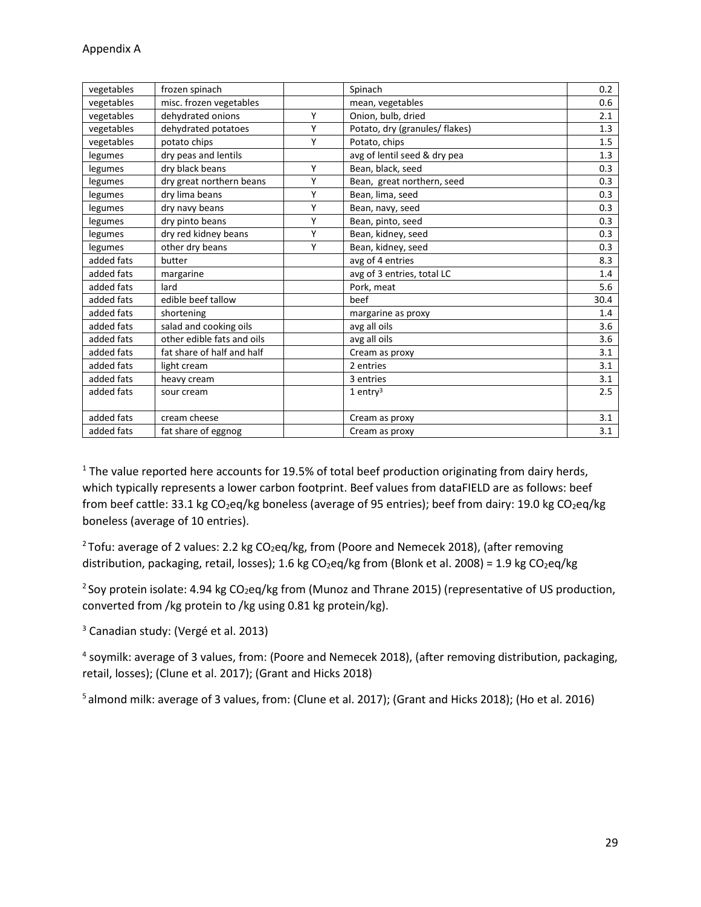Appendix A

| vegetables | frozen spinach | | Spinach | 0.2 |
|---|---|---|---|---|
| vegetables | misc. frozen vegetables | | mean, vegetables | 0.6 |
| vegetables | dehydrated onions | Y | Onion, bulb, dried | 2.1 |
| vegetables | dehydrated potatoes | Y | Potato, dry (granules/ flakes) | 1.3 |
| vegetables | potato chips | Y | Potato, chips | 1.5 |
| legumes | dry peas and lentils | | avg of lentil seed & dry pea | 1.3 |
| legumes | dry black beans | Y | Bean, black, seed | 0.3 |
| legumes | dry great northern beans | Y | Bean, great northern, seed | 0.3 |
| legumes | dry lima beans | Y | Bean, lima, seed | 0.3 |
| legumes | dry navy beans | Y | Bean, navy, seed | 0.3 |
| legumes | dry pinto beans | Y | Bean, pinto, seed | 0.3 |
| legumes | dry red kidney beans | Y | Bean, kidney, seed | 0.3 |
| legumes | other dry beans | Y | Bean, kidney, seed | 0.3 |
| added fats | butter | | avg of 4 entries | 8.3 |
| added fats | margarine | | avg of 3 entries, total LC | 1.4 |
| added fats | lard | | Pork, meat | 5.6 |
| added fats | edible beef tallow | | beef | 30.4 |
| added fats | shortening | | margarine as proxy | 1.4 |
| added fats | salad and cooking oils | | avg all oils | 3.6 |
| added fats | other edible fats and oils | | avg all oils | 3.6 |
| added fats | fat share of half and half | | Cream as proxy | 3.1 |
| added fats | light cream | | 2 entries | 3.1 |
| added fats | heavy cream | | 3 entries | 3.1 |
| added fats | sour cream | | 1 entry[3] | 2.5 |
| added fats | cream cheese | | Cream as proxy | 3.1 |
| added fats | fat share of eggnog | | Cream as proxy | 3.1 |

[1] The value reported here accounts for 19.5% of total beef production originating from dairy herds, which typically represents a lower carbon footprint. Beef values from dataFIELD are as follows: beef from beef cattle: 33.1 kg $CO_2$eq/kg boneless (average of 95 entries); beef from dairy: 19.0 kg $CO_2$eq/kg boneless (average of 10 entries).

[2] Tofu: average of 2 values: 2.2 kg $CO_2$eq/kg, from (Poore and Nemecek 2018), (after removing distribution, packaging, retail, losses); 1.6 kg $CO_2$eq/kg from (Blonk et al. 2008) = 1.9 kg $CO_2$eq/kg

[2] Soy protein isolate: 4.94 kg $CO_2$eq/kg from (Munoz and Thrane 2015) (representative of US production, converted from /kg protein to /kg using 0.81 kg protein/kg).

[3] Canadian study: (Vergé et al. 2013)

[4] soymilk: average of 3 values, from: (Poore and Nemecek 2018), (after removing distribution, packaging, retail, losses); (Clune et al. 2017); (Grant and Hicks 2018)

[5] almond milk: average of 3 values, from: (Clune et al. 2017); (Grant and Hicks 2018); (Ho et al. 2016)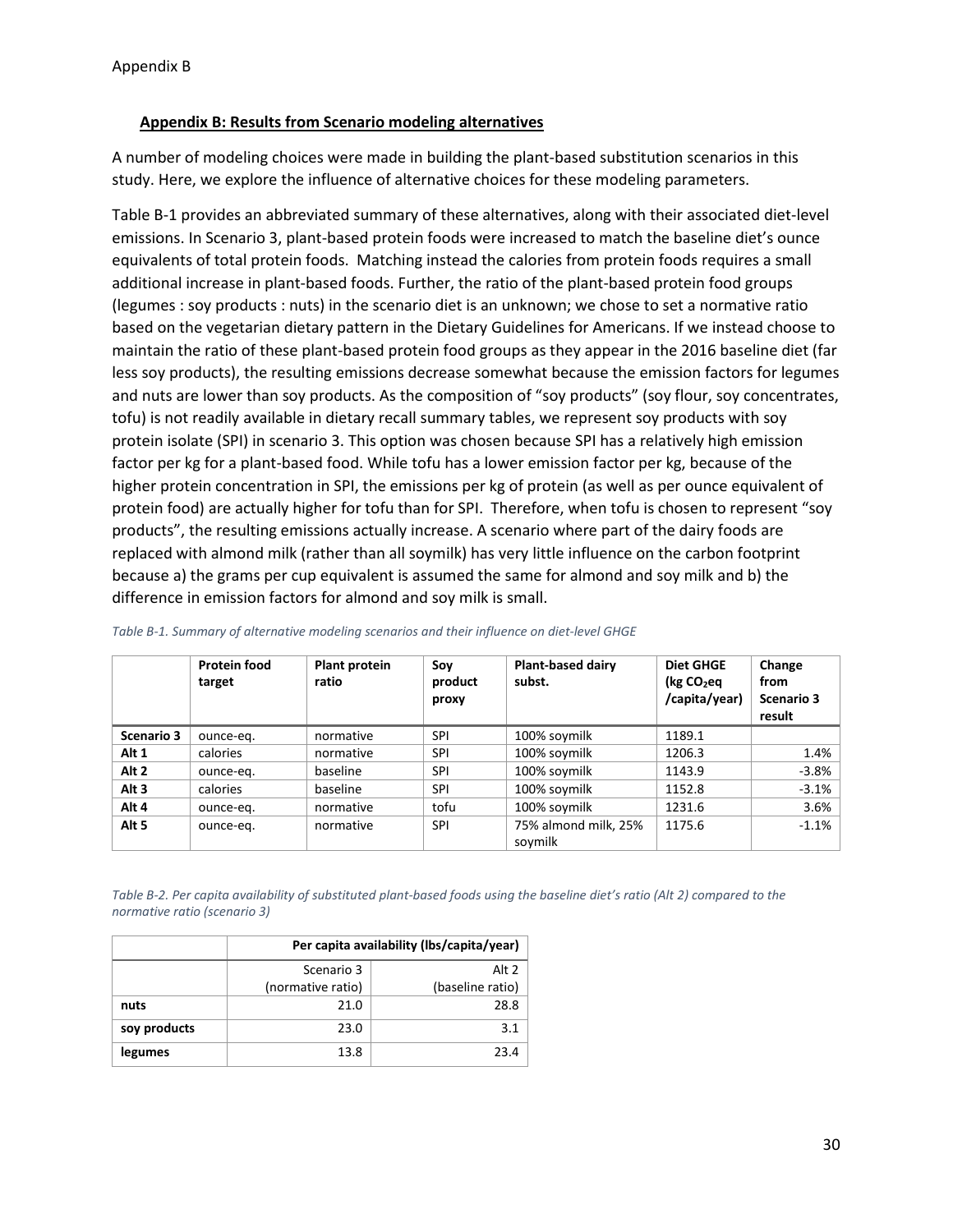## Appendix B: Results from Scenario modeling alternatives

A number of modeling choices were made in building the plant-based substitution scenarios in this study. Here, we explore the influence of alternative choices for these modeling parameters.

Table B-1 provides an abbreviated summary of these alternatives, along with their associated diet-level emissions. In Scenario 3, plant-based protein foods were increased to match the baseline diet's ounce equivalents of total protein foods. Matching instead the calories from protein foods requires a small additional increase in plant-based foods. Further, the ratio of the plant-based protein food groups (legumes : soy products : nuts) in the scenario diet is an unknown; we chose to set a normative ratio based on the vegetarian dietary pattern in the Dietary Guidelines for Americans. If we instead choose to maintain the ratio of these plant-based protein food groups as they appear in the 2016 baseline diet (far less soy products), the resulting emissions decrease somewhat because the emission factors for legumes and nuts are lower than soy products. As the composition of "soy products" (soy flour, soy concentrates, tofu) is not readily available in dietary recall summary tables, we represent soy products with soy protein isolate (SPI) in scenario 3. This option was chosen because SPI has a relatively high emission factor per kg for a plant-based food. While tofu has a lower emission factor per kg, because of the higher protein concentration in SPI, the emissions per kg of protein (as well as per ounce equivalent of protein food) are actually higher for tofu than for SPI. Therefore, when tofu is chosen to represent "soy products", the resulting emissions actually increase. A scenario where part of the dairy foods are replaced with almond milk (rather than all soymilk) has very little influence on the carbon footprint because a) the grams per cup equivalent is assumed the same for almond and soy milk and b) the difference in emission factors for almond and soy milk is small.

*Table B-1. Summary of alternative modeling scenarios and their influence on diet-level GHGE*

| | Protein food target | Plant protein ratio | Soy product proxy | Plant-based dairy subst. | Diet GHGE (kg $CO_2$eq /capita/year) | Change from Scenario 3 result |
|---|---|---|---|---|---|---|
| **Scenario 3** | ounce-eq. | normative | SPI | 100% soymilk | 1189.1 | |
| **Alt 1** | calories | normative | SPI | 100% soymilk | 1206.3 | 1.4% |
| **Alt 2** | ounce-eq. | baseline | SPI | 100% soymilk | 1143.9 | -3.8% |
| **Alt 3** | calories | baseline | SPI | 100% soymilk | 1152.8 | -3.1% |
| **Alt 4** | ounce-eq. | normative | tofu | 100% soymilk | 1231.6 | 3.6% |
| **Alt 5** | ounce-eq. | normative | SPI | 75% almond milk, 25% soymilk | 1175.6 | -1.1% |

*Table B-2. Per capita availability of substituted plant-based foods using the baseline diet's ratio (Alt 2) compared to the normative ratio (scenario 3)*

| | Per capita availability (lbs/capita/year) | |
|---|---|---|
| | Scenario 3 (normative ratio) | Alt 2 (baseline ratio) |
| **nuts** | 21.0 | 28.8 |
| **soy products** | 23.0 | 3.1 |
| **legumes** | 13.8 | 23.4 |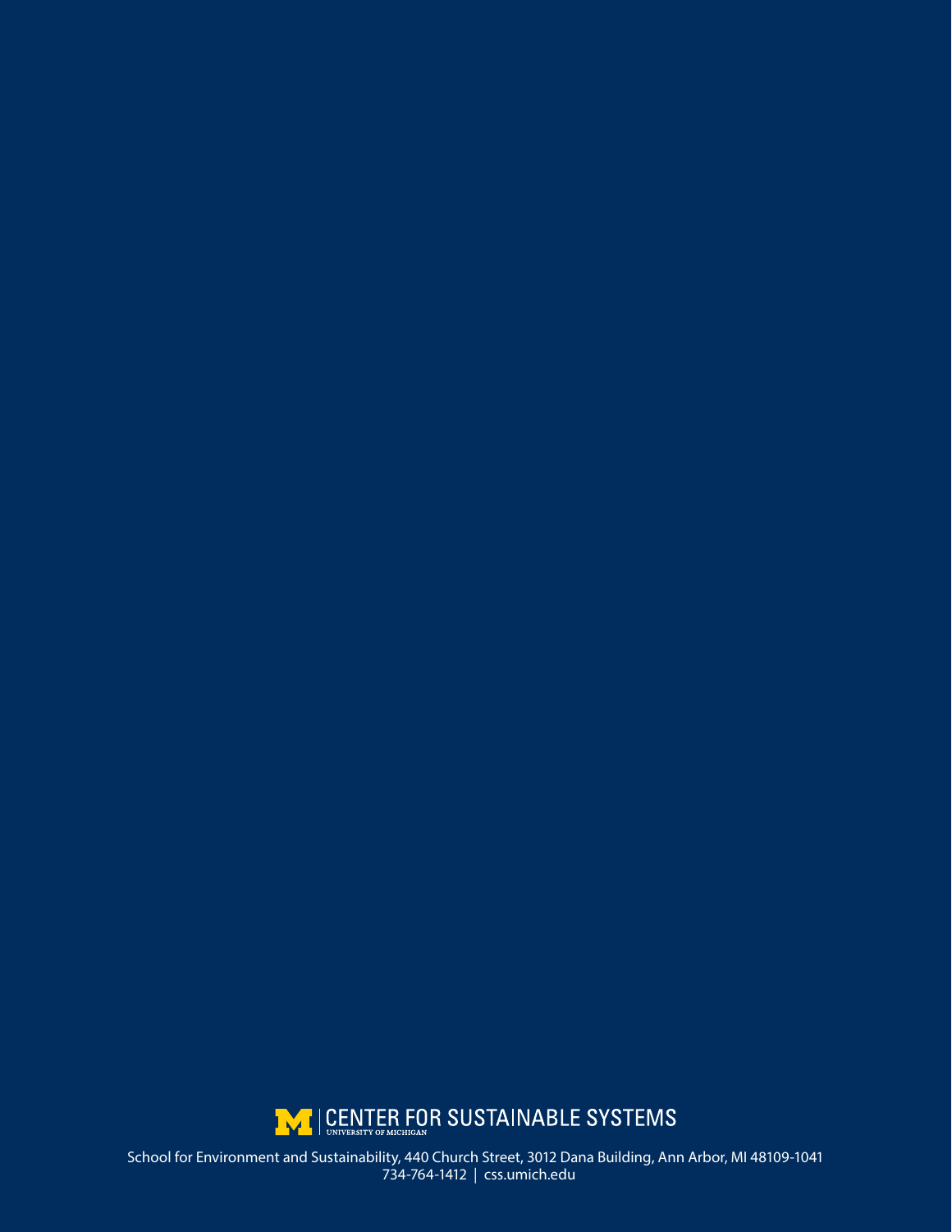CENTER FOR SUSTAINABLE SYSTEMS
UNIVERSITY OF MICHIGAN

School for Environment and Sustainability, 440 Church Street, 3012 Dana Building, Ann Arbor, MI 48109-1041
734-764-1412 | css.umich.edu